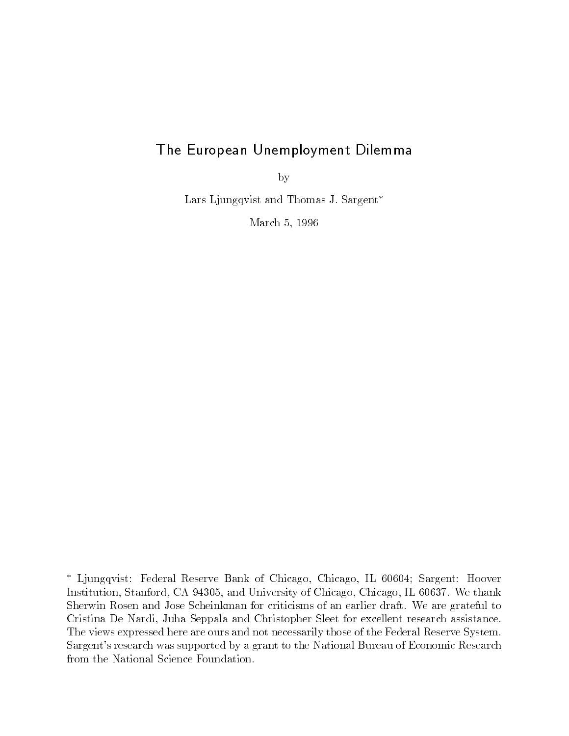# The European Unemployment Dilemma

by

Lars Ljungqvist and Thomas J. Sargent*

March 5, 1996

\* Ljungqvist: Federal Reserve Bank of Chicago, Chicago, IL 60604; Sargent: Hoover Institution, Stanford, CA 94305, and University of Chicago, Chicago, IL 60637. We thank Sherwin Rosen and Jose Scheinkman for criticisms of an earlier draft. We are grateful to Cristina De Nardi, Juha Seppala and Christopher Sleet for excellent research assistance. The views expressed here are ours and not necessarily those of the Federal Reserve System. Sargent's research was supported by a grant to the National Bureau of Economic Research from the National Science Foundation.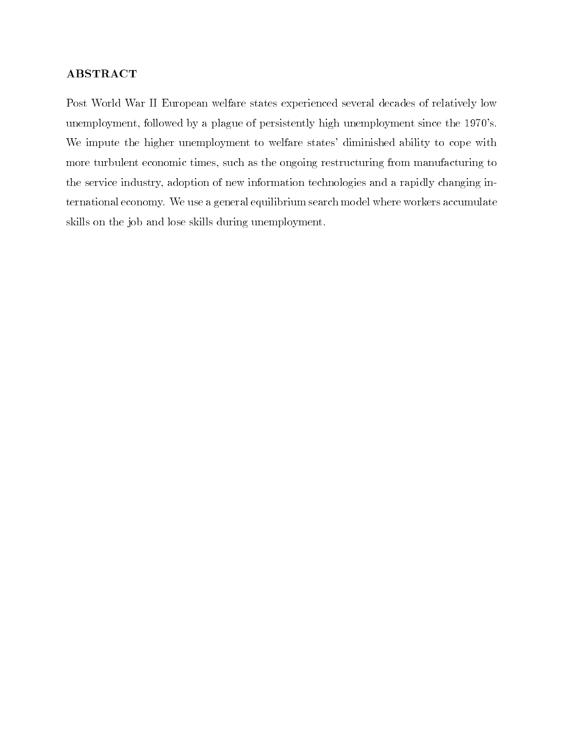## ABSTRACT

Post World War II European welfare states experienced several decades of relatively low unemployment, followed by a plague of persistently high unemployment since the 1970's. We impute the higher unemployment to welfare states' diminished ability to cope with more turbulent economic times, such as the ongoing restructuring from manufacturing to the service industry, adoption of new information technologies and a rapidly changing international economy. We use a general equilibrium search model where workers accumulate skills on the job and lose skills during unemployment.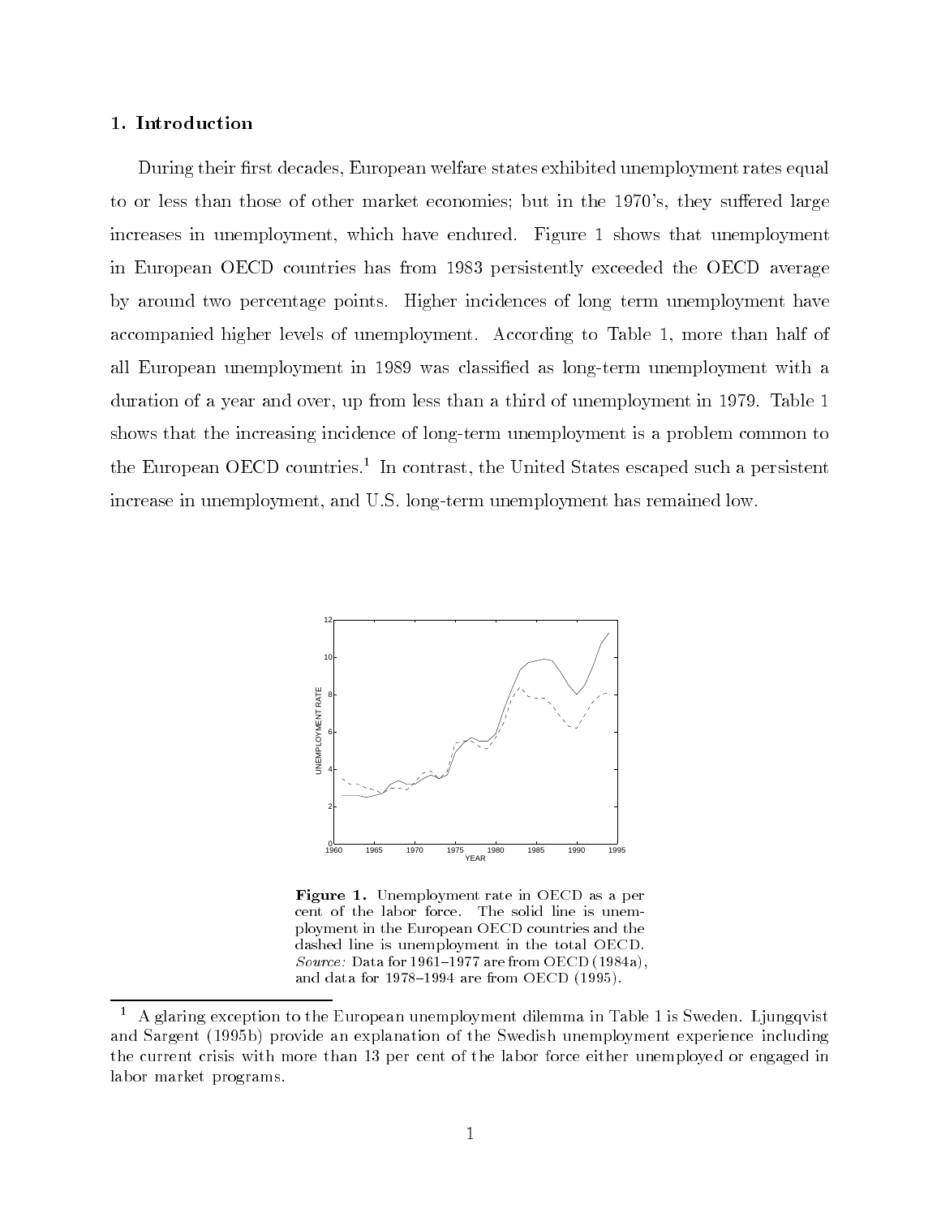## 1. Introduction

During their first decades, European welfare states exhibited unemployment rates equal to or less than those of other market economies; but in the 1970's, they suffered large increases in unemployment, which have endured. Figure 1 shows that unemployment in European OECD countries has from 1983 persistently exceeded the OECD average by around two percentage points. Higher incidences of long term unemployment have accompanied higher levels of unemployment. According to Table 1, more than half of all European unemployment in 1989 was classified as long-term unemployment with a duration of a year and over, up from less than a third of unemployment in 1979. Table 1 shows that the increasing incidence of long-term unemployment is a problem common to the European OECD countries.[1] In contrast, the United States escaped such a persistent increase in unemployment, and U.S. long-term unemployment has remained low.

**Figure 1.** Unemployment rate in OECD as a per cent of the labor force. The solid line is unemployment in the European OECD countries and the dashed line is unemployment in the total OECD. *Source:* Data for 1961–1977 are from OECD (1984a), and data for 1978–1994 are from OECD (1995).

[1] A glaring exception to the European unemployment dilemma in Table 1 is Sweden. Ljungqvist and Sargent (1995b) provide an explanation of the Swedish unemployment experience including the current crisis with more than 13 per cent of the labor force either unemployed or engaged in labor market programs.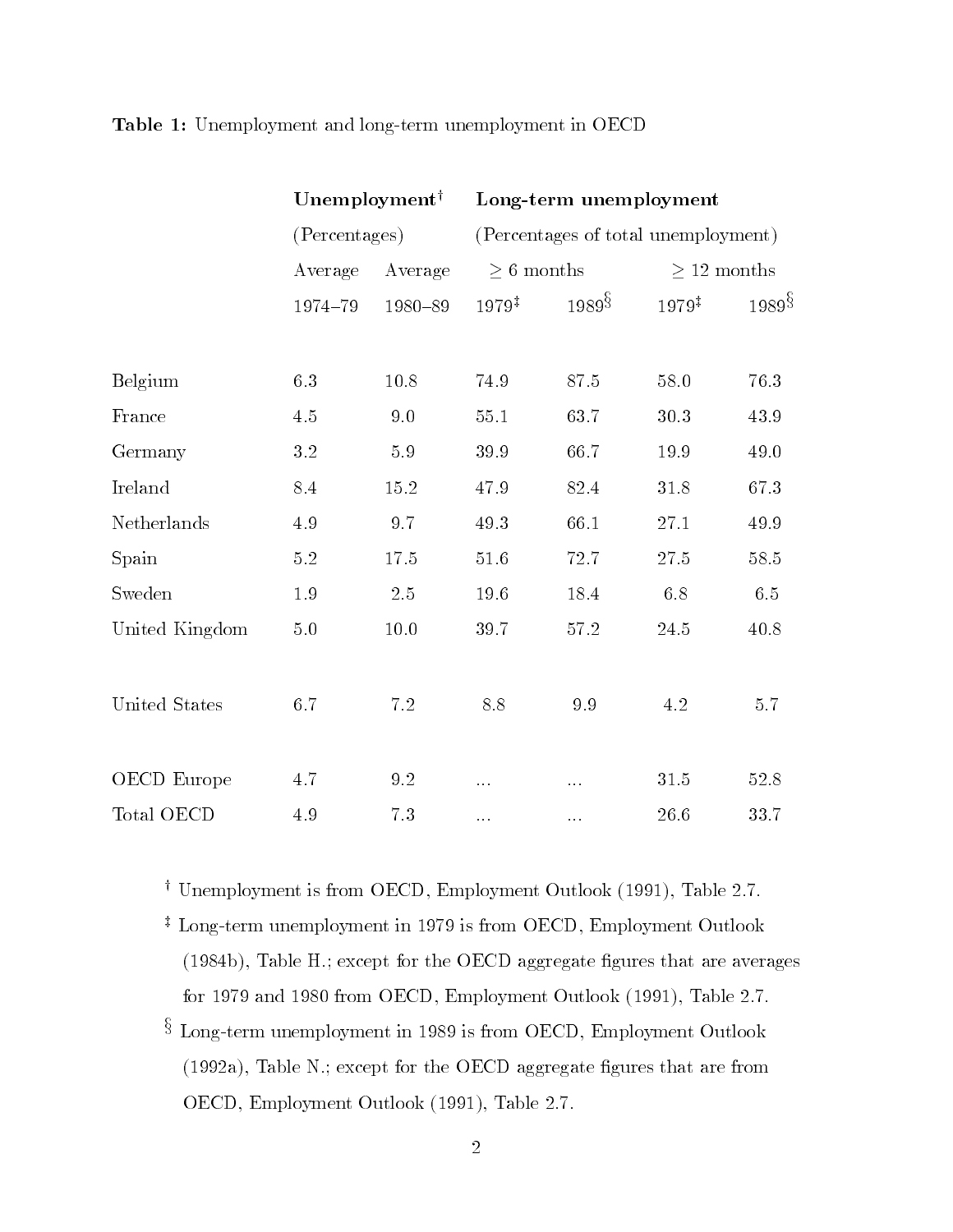**Table 1:** Unemployment and long-term unemployment in OECD

| | Unemployment† (Percentages) | | Long-term unemployment (Percentages of total unemployment) | | | |
|---|---|---|---|---|---|---|
| | Average | Average | ≥ 6 months | | ≥ 12 months | |
| | 1974–79 | 1980–89 | 1979‡ | 1989§ | 1979‡ | 1989§ |
| Belgium | 6.3 | 10.8 | 74.9 | 87.5 | 58.0 | 76.3 |
| France | 4.5 | 9.0 | 55.1 | 63.7 | 30.3 | 43.9 |
| Germany | 3.2 | 5.9 | 39.9 | 66.7 | 19.9 | 49.0 |
| Ireland | 8.4 | 15.2 | 47.9 | 82.4 | 31.8 | 67.3 |
| Netherlands | 4.9 | 9.7 | 49.3 | 66.1 | 27.1 | 49.9 |
| Spain | 5.2 | 17.5 | 51.6 | 72.7 | 27.5 | 58.5 |
| Sweden | 1.9 | 2.5 | 19.6 | 18.4 | 6.8 | 6.5 |
| United Kingdom | 5.0 | 10.0 | 39.7 | 57.2 | 24.5 | 40.8 |
| United States | 6.7 | 7.2 | 8.8 | 9.9 | 4.2 | 5.7 |
| OECD Europe | 4.7 | 9.2 | ... | ... | 31.5 | 52.8 |
| Total OECD | 4.9 | 7.3 | ... | ... | 26.6 | 33.7 |

† Unemployment is from OECD, Employment Outlook (1991), Table 2.7.

‡ Long-term unemployment in 1979 is from OECD, Employment Outlook (1984b), Table H.; except for the OECD aggregate figures that are averages for 1979 and 1980 from OECD, Employment Outlook (1991), Table 2.7.

§ Long-term unemployment in 1989 is from OECD, Employment Outlook (1992a), Table N.; except for the OECD aggregate figures that are from OECD, Employment Outlook (1991), Table 2.7.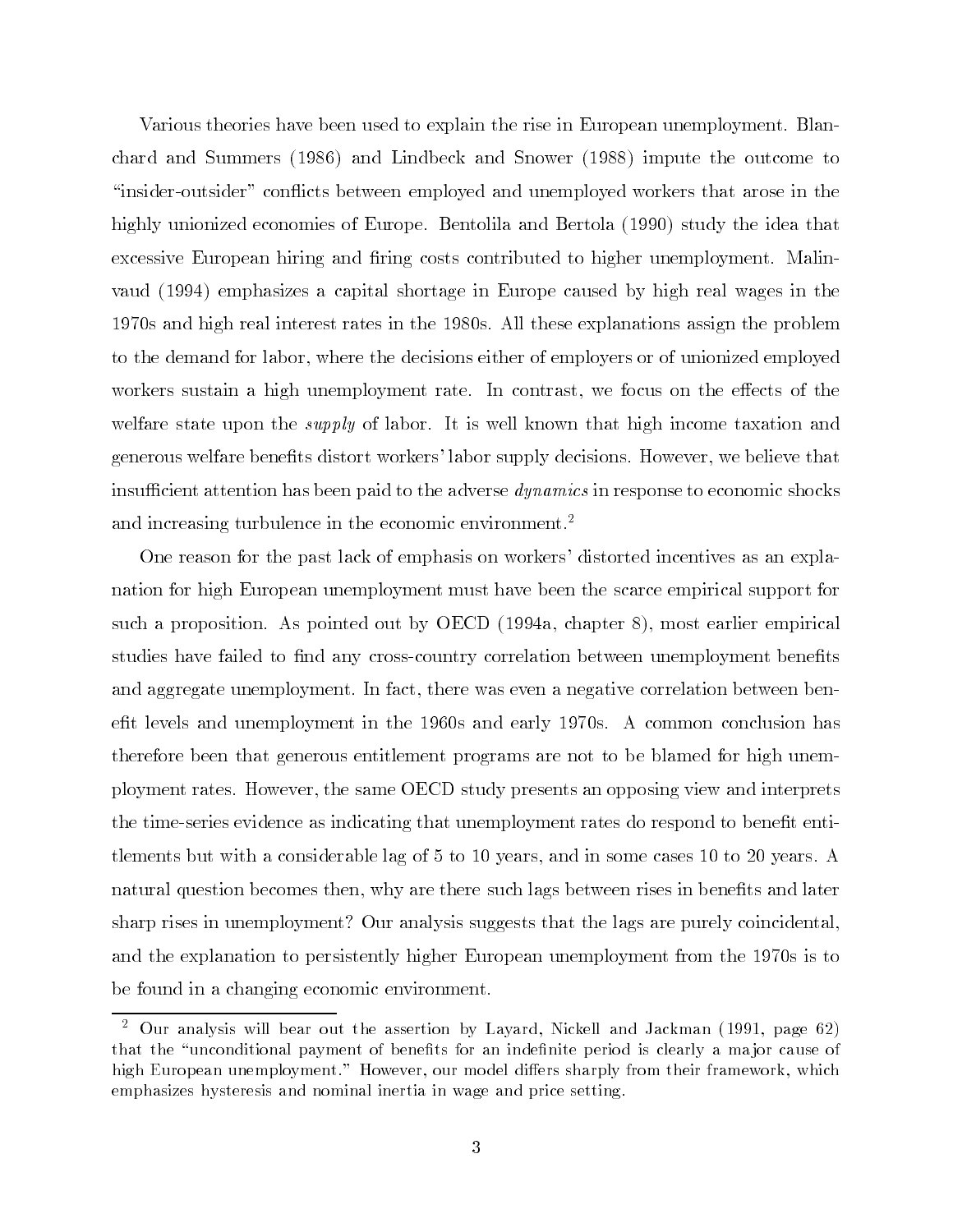Various theories have been used to explain the rise in European unemployment. Blanchard and Summers (1986) and Lindbeck and Snower (1988) impute the outcome to "insider-outsider" conflicts between employed and unemployed workers that arose in the highly unionized economies of Europe. Bentolila and Bertola (1990) study the idea that excessive European hiring and firing costs contributed to higher unemployment. Malinvaud (1994) emphasizes a capital shortage in Europe caused by high real wages in the 1970s and high real interest rates in the 1980s. All these explanations assign the problem to the demand for labor, where the decisions either of employers or of unionized employed workers sustain a high unemployment rate. In contrast, we focus on the effects of the welfare state upon the *supply* of labor. It is well known that high income taxation and generous welfare benefits distort workers' labor supply decisions. However, we believe that insufficient attention has been paid to the adverse *dynamics* in response to economic shocks and increasing turbulence in the economic environment.[2]

One reason for the past lack of emphasis on workers' distorted incentives as an explanation for high European unemployment must have been the scarce empirical support for such a proposition. As pointed out by OECD (1994a, chapter 8), most earlier empirical studies have failed to find any cross-country correlation between unemployment benefits and aggregate unemployment. In fact, there was even a negative correlation between benefit levels and unemployment in the 1960s and early 1970s. A common conclusion has therefore been that generous entitlement programs are not to be blamed for high unemployment rates. However, the same OECD study presents an opposing view and interprets the time-series evidence as indicating that unemployment rates do respond to benefit entitlements but with a considerable lag of 5 to 10 years, and in some cases 10 to 20 years. A natural question becomes then, why are there such lags between rises in benefits and later sharp rises in unemployment? Our analysis suggests that the lags are purely coincidental, and the explanation to persistently higher European unemployment from the 1970s is to be found in a changing economic environment.

[2] Our analysis will bear out the assertion by Layard, Nickell and Jackman (1991, page 62) that the "unconditional payment of benefits for an indefinite period is clearly a major cause of high European unemployment." However, our model differs sharply from their framework, which emphasizes hysteresis and nominal inertia in wage and price setting.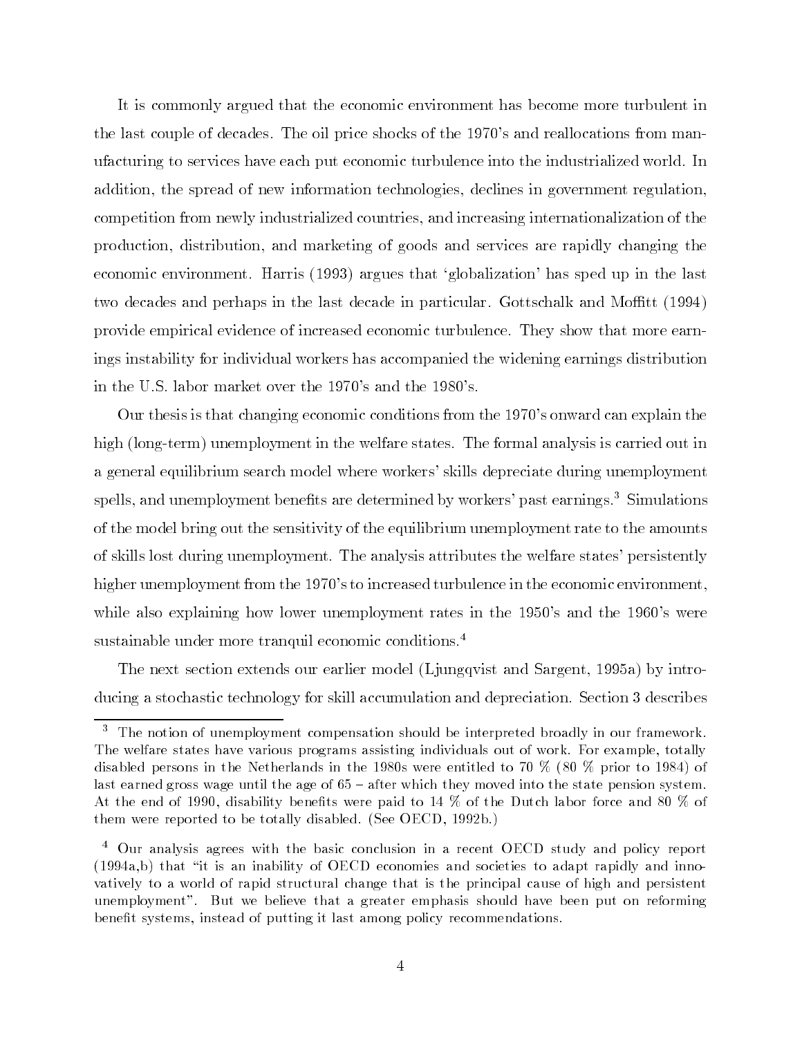It is commonly argued that the economic environment has become more turbulent in the last couple of decades. The oil price shocks of the 1970's and reallocations from manufacturing to services have each put economic turbulence into the industrialized world. In addition, the spread of new information technologies, declines in government regulation, competition from newly industrialized countries, and increasing internationalization of the production, distribution, and marketing of goods and services are rapidly changing the economic environment. Harris (1993) argues that 'globalization' has sped up in the last two decades and perhaps in the last decade in particular. Gottschalk and Moffitt (1994) provide empirical evidence of increased economic turbulence. They show that more earnings instability for individual workers has accompanied the widening earnings distribution in the U.S. labor market over the 1970's and the 1980's.

Our thesis is that changing economic conditions from the 1970's onward can explain the high (long-term) unemployment in the welfare states. The formal analysis is carried out in a general equilibrium search model where workers' skills depreciate during unemployment spells, and unemployment benefits are determined by workers' past earnings.[3] Simulations of the model bring out the sensitivity of the equilibrium unemployment rate to the amounts of skills lost during unemployment. The analysis attributes the welfare states' persistently higher unemployment from the 1970's to increased turbulence in the economic environment, while also explaining how lower unemployment rates in the 1950's and the 1960's were sustainable under more tranquil economic conditions.[4]

The next section extends our earlier model (Ljungqvist and Sargent, 1995a) by introducing a stochastic technology for skill accumulation and depreciation. Section 3 describes

[3] The notion of unemployment compensation should be interpreted broadly in our framework. The welfare states have various programs assisting individuals out of work. For example, totally disabled persons in the Netherlands in the 1980s were entitled to 70 % (80 % prior to 1984) of last earned gross wage until the age of 65 – after which they moved into the state pension system. At the end of 1990, disability benefits were paid to 14 % of the Dutch labor force and 80 % of them were reported to be totally disabled. (See OECD, 1992b.)

[4] Our analysis agrees with the basic conclusion in a recent OECD study and policy report (1994a,b) that "it is an inability of OECD economies and societies to adapt rapidly and innovatively to a world of rapid structural change that is the principal cause of high and persistent unemployment". But we believe that a greater emphasis should have been put on reforming benefit systems, instead of putting it last among policy recommendations.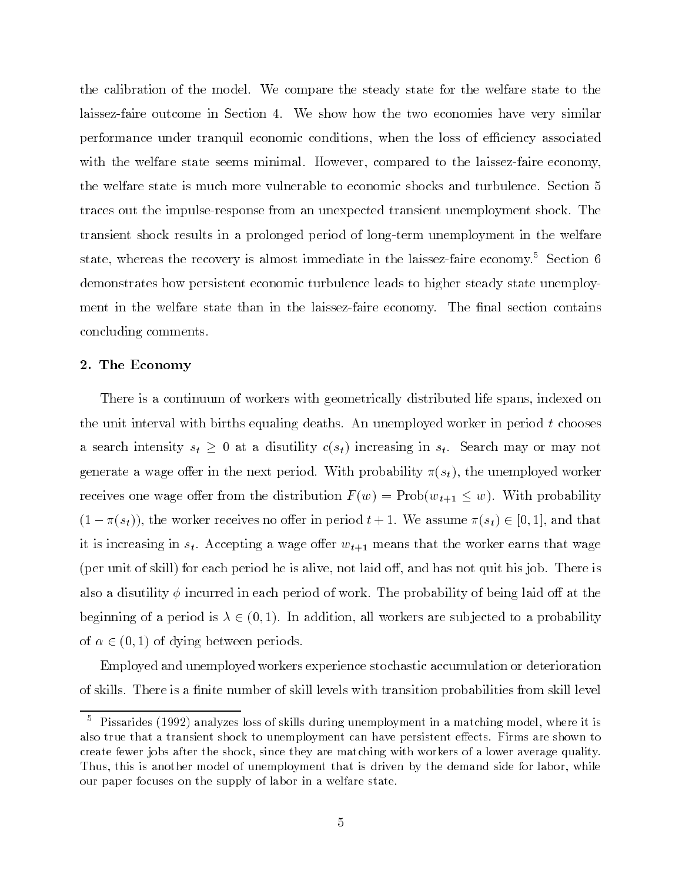the calibration of the model. We compare the steady state for the welfare state to the laissez-faire outcome in Section 4. We show how the two economies have very similar performance under tranquil economic conditions, when the loss of efficiency associated with the welfare state seems minimal. However, compared to the laissez-faire economy, the welfare state is much more vulnerable to economic shocks and turbulence. Section 5 traces out the impulse-response from an unexpected transient unemployment shock. The transient shock results in a prolonged period of long-term unemployment in the welfare state, whereas the recovery is almost immediate in the laissez-faire economy.[5] Section 6 demonstrates how persistent economic turbulence leads to higher steady state unemployment in the welfare state than in the laissez-faire economy. The final section contains concluding comments.

## 2. The Economy

There is a continuum of workers with geometrically distributed life spans, indexed on the unit interval with births equaling deaths. An unemployed worker in period $t$ chooses a search intensity $s_t \geq 0$ at a disutility $c(s_t)$ increasing in $s_t$. Search may or may not generate a wage offer in the next period. With probability $\pi(s_t)$, the unemployed worker receives one wage offer from the distribution $F(w) = \text{Prob}(w_{t+1} \leq w)$. With probability $(1 - \pi(s_t))$, the worker receives no offer in period $t+1$. We assume $\pi(s_t) \in [0, 1]$, and that it is increasing in $s_t$. Accepting a wage offer $w_{t+1}$ means that the worker earns that wage (per unit of skill) for each period he is alive, not laid off, and has not quit his job. There is also a disutility $\phi$ incurred in each period of work. The probability of being laid off at the beginning of a period is $\lambda \in (0, 1)$. In addition, all workers are subjected to a probability of $\alpha \in (0, 1)$ of dying between periods.

Employed and unemployed workers experience stochastic accumulation or deterioration of skills. There is a finite number of skill levels with transition probabilities from skill level

[5] Pissarides (1992) analyzes loss of skills during unemployment in a matching model, where it is also true that a transient shock to unemployment can have persistent effects. Firms are shown to create fewer jobs after the shock, since they are matching with workers of a lower average quality. Thus, this is another model of unemployment that is driven by the demand side for labor, while our paper focuses on the supply of labor in a welfare state.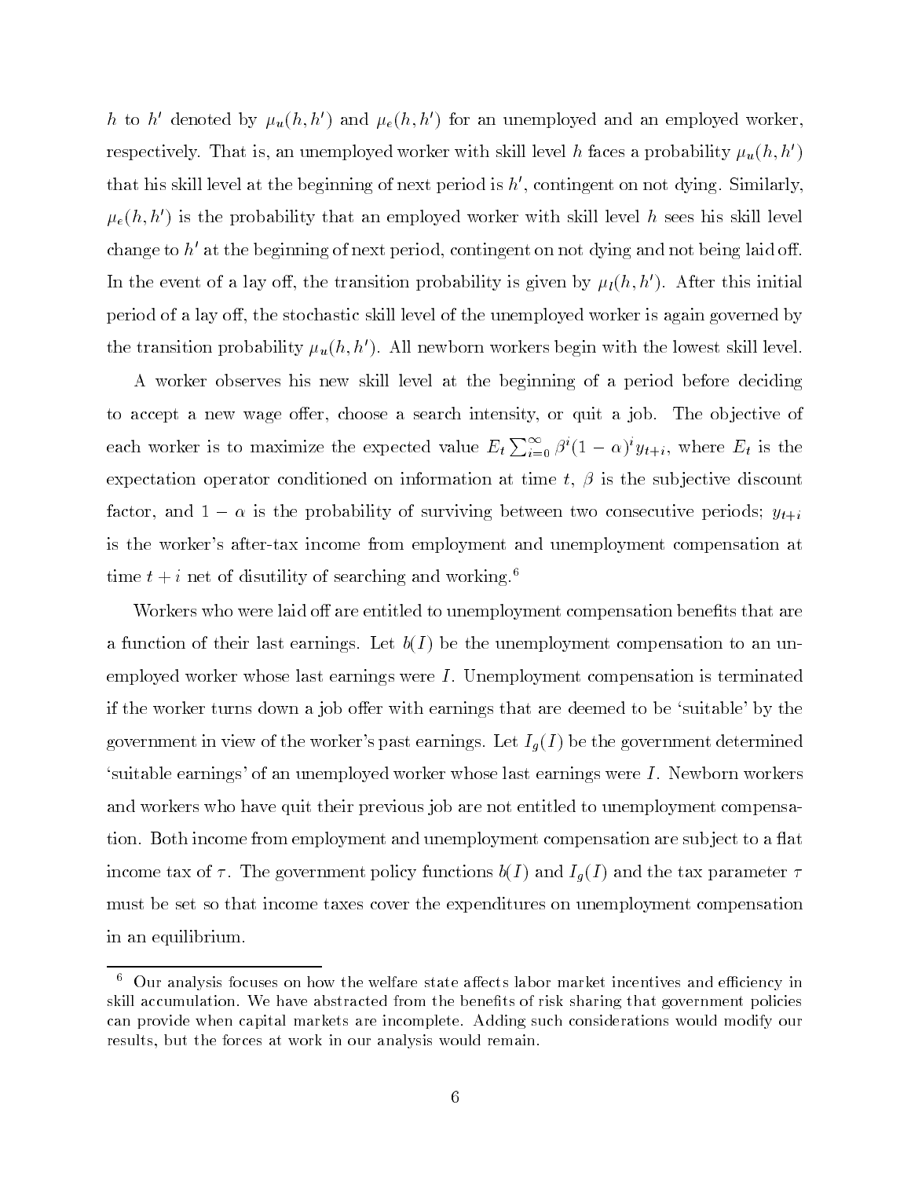$h$ to $h'$ denoted by $\mu_u(h, h')$ and $\mu_e(h, h')$ for an unemployed and an employed worker, respectively. That is, an unemployed worker with skill level $h$ faces a probability $\mu_u(h, h')$ that his skill level at the beginning of next period is $h'$, contingent on not dying. Similarly, $\mu_e(h, h')$ is the probability that an employed worker with skill level $h$ sees his skill level change to $h'$ at the beginning of next period, contingent on not dying and not being laid off. In the event of a lay off, the transition probability is given by $\mu_l(h, h')$. After this initial period of a lay off, the stochastic skill level of the unemployed worker is again governed by the transition probability $\mu_u(h, h')$. All newborn workers begin with the lowest skill level.

A worker observes his new skill level at the beginning of a period before deciding to accept a new wage offer, choose a search intensity, or quit a job. The objective of each worker is to maximize the expected value $E_t \sum_{i=0}^{\infty} \beta^i (1-\alpha)^i y_{t+i}$, where $E_t$ is the expectation operator conditioned on information at time $t$, $\beta$ is the subjective discount factor, and $1-\alpha$ is the probability of surviving between two consecutive periods; $y_{t+i}$ is the worker's after-tax income from employment and unemployment compensation at time $t+i$ net of disutility of searching and working.[6]

Workers who were laid off are entitled to unemployment compensation benefits that are a function of their last earnings. Let $b(I)$ be the unemployment compensation to an unemployed worker whose last earnings were $I$. Unemployment compensation is terminated if the worker turns down a job offer with earnings that are deemed to be 'suitable' by the government in view of the worker's past earnings. Let $I_g(I)$ be the government determined 'suitable earnings' of an unemployed worker whose last earnings were $I$. Newborn workers and workers who have quit their previous job are not entitled to unemployment compensation. Both income from employment and unemployment compensation are subject to a flat income tax of $\tau$. The government policy functions $b(I)$ and $I_g(I)$ and the tax parameter $\tau$ must be set so that income taxes cover the expenditures on unemployment compensation in an equilibrium.

---

[6] Our analysis focuses on how the welfare state affects labor market incentives and efficiency in skill accumulation. We have abstracted from the benefits of risk sharing that government policies can provide when capital markets are incomplete. Adding such considerations would modify our results, but the forces at work in our analysis would remain.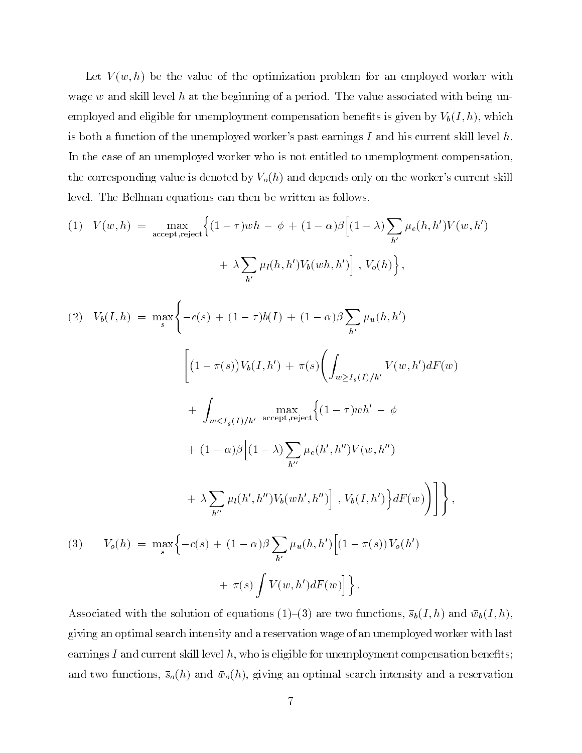Let $V(w,h)$ be the value of the optimization problem for an employed worker with wage $w$ and skill level $h$ at the beginning of a period. The value associated with being unemployed and eligible for unemployment compensation benefits is given by $V_b(I,h)$, which is both a function of the unemployed worker's past earnings $I$ and his current skill level $h$. In the case of an unemployed worker who is not entitled to unemployment compensation, the corresponding value is denoted by $V_o(h)$ and depends only on the worker's current skill level. The Bellman equations can then be written as follows.

$$
(1) \quad V(w,h) \;=\; \max_{\text{accept},\text{reject}} \Big\{ (1-\tau)wh \,-\, \phi \,+\, (1-\alpha)\beta\Big[(1-\lambda)\sum_{h'} \mu_e(h,h')V(w,h') + \lambda \sum_{h'} \mu_I(h,h')V_b(wh,h')\Big] \,,\, V_o(h)\Big\},
$$

$$
\begin{aligned}
(2) \quad V_b(I,h) \;=\; \max_{s}\Bigg\{ & -c(s) \,+\, (1-\tau)b(I) \,+\, (1-\alpha)\beta \sum_{h'} \mu_u(h,h') \\
& \Bigg[ \big(1-\pi(s)\big)V_b(I,h') \,+\, \pi(s)\Bigg( \int_{w \geq I_g(I)/h'} V(w,h')dF(w) \\
& + \int_{w < I_g(I)/h'} \max_{\text{accept},\text{reject}} \Big\{(1-\tau)wh' \,-\, \phi \\
& + (1-\alpha)\beta\Big[(1-\lambda)\sum_{h''}\mu_e(h',h'')V(w,h'') \\
& + \lambda \sum_{h''} \mu_I(h',h'')V_b(wh',h'')\Big] \,,\, V_b(I,h')\Big\} dF(w)\Bigg)\Bigg]\Bigg\},
\end{aligned}
$$

$$
(3) \qquad V_o(h) \;=\; \max_{s}\Big\{ -c(s) \,+\, (1-\alpha)\beta \sum_{h'} \mu_u(h,h')\Big[ \big(1-\pi(s)\big)V_o(h') + \pi(s)\int V(w,h')dF(w)\Big]\Big\}.
$$

Associated with the solution of equations (1)–(3) are two functions, $\bar{s}_b(I,h)$ and $\bar{w}_b(I,h)$, giving an optimal search intensity and a reservation wage of an unemployed worker with last earnings $I$ and current skill level $h$, who is eligible for unemployment compensation benefits; and two functions, $\bar{s}_o(h)$ and $\bar{w}_o(h)$, giving an optimal search intensity and a reservation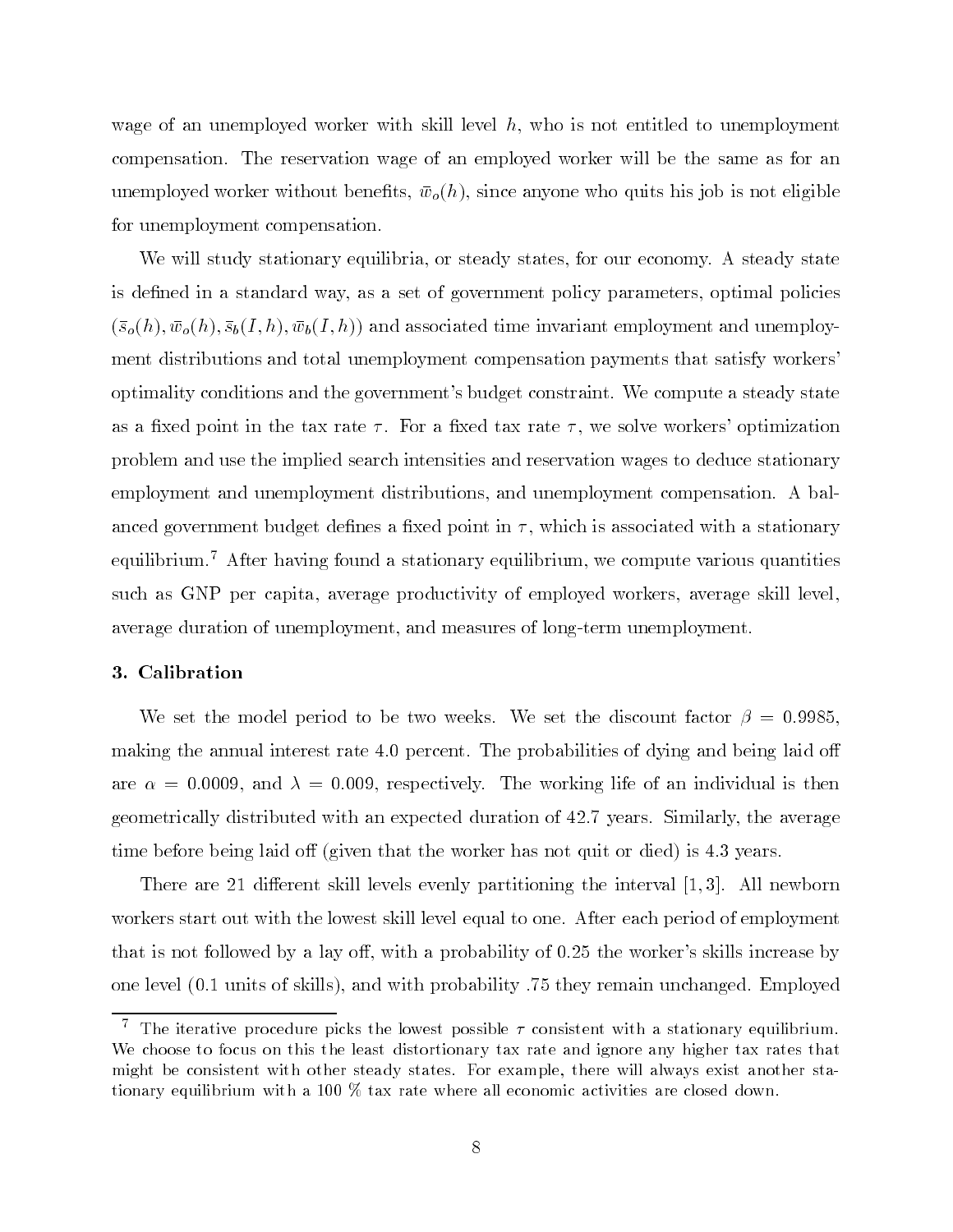wage of an unemployed worker with skill level $h$, who is not entitled to unemployment compensation. The reservation wage of an employed worker will be the same as for an unemployed worker without benefits, $\bar{w}_o(h)$, since anyone who quits his job is not eligible for unemployment compensation.

We will study stationary equilibria, or steady states, for our economy. A steady state is defined in a standard way, as a set of government policy parameters, optimal policies $(\bar{s}_o(h), \bar{w}_o(h), \bar{s}_b(I,h), \bar{w}_b(I,h))$ and associated time invariant employment and unemployment distributions and total unemployment compensation payments that satisfy workers' optimality conditions and the government's budget constraint. We compute a steady state as a fixed point in the tax rate $\tau$. For a fixed tax rate $\tau$, we solve workers' optimization problem and use the implied search intensities and reservation wages to deduce stationary employment and unemployment distributions, and unemployment compensation. A balanced government budget defines a fixed point in $\tau$, which is associated with a stationary equilibrium.[7] After having found a stationary equilibrium, we compute various quantities such as GNP per capita, average productivity of employed workers, average skill level, average duration of unemployment, and measures of long-term unemployment.

## 3. Calibration

We set the model period to be two weeks. We set the discount factor $\beta = 0.9985$, making the annual interest rate 4.0 percent. The probabilities of dying and being laid off are $\alpha = 0.0009$, and $\lambda = 0.009$, respectively. The working life of an individual is then geometrically distributed with an expected duration of 42.7 years. Similarly, the average time before being laid off (given that the worker has not quit or died) is 4.3 years.

There are 21 different skill levels evenly partitioning the interval $[1,3]$. All newborn workers start out with the lowest skill level equal to one. After each period of employment that is not followed by a lay off, with a probability of 0.25 the worker's skills increase by one level (0.1 units of skills), and with probability .75 they remain unchanged. Employed

[7] The iterative procedure picks the lowest possible $\tau$ consistent with a stationary equilibrium. We choose to focus on this the least distortionary tax rate and ignore any higher tax rates that might be consistent with other steady states. For example, there will always exist another stationary equilibrium with a 100 % tax rate where all economic activities are closed down.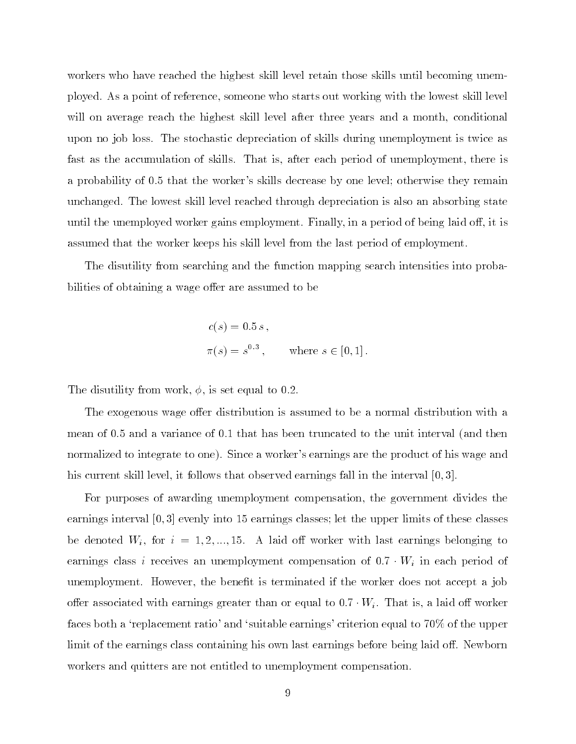workers who have reached the highest skill level retain those skills until becoming unemployed. As a point of reference, someone who starts out working with the lowest skill level will on average reach the highest skill level after three years and a month, conditional upon no job loss. The stochastic depreciation of skills during unemployment is twice as fast as the accumulation of skills. That is, after each period of unemployment, there is a probability of 0.5 that the worker's skills decrease by one level; otherwise they remain unchanged. The lowest skill level reached through depreciation is also an absorbing state until the unemployed worker gains employment. Finally, in a period of being laid off, it is assumed that the worker keeps his skill level from the last period of employment.

The disutility from searching and the function mapping search intensities into probabilities of obtaining a wage offer are assumed to be

$$
\begin{aligned}
c(s) &= 0.5\, s\,, \\
\pi(s) &= s^{0.3}\,, \qquad \text{where } s \in [0,1]\,.
\end{aligned}
$$

The disutility from work, $\phi$, is set equal to 0.2.

The exogenous wage offer distribution is assumed to be a normal distribution with a mean of 0.5 and a variance of 0.1 that has been truncated to the unit interval (and then normalized to integrate to one). Since a worker's earnings are the product of his wage and his current skill level, it follows that observed earnings fall in the interval $[0,3]$.

For purposes of awarding unemployment compensation, the government divides the earnings interval $[0,3]$ evenly into 15 earnings classes; let the upper limits of these classes be denoted $W_i$, for $i = 1, 2, ..., 15$. A laid off worker with last earnings belonging to earnings class $i$ receives an unemployment compensation of $0.7 \cdot W_i$ in each period of unemployment. However, the benefit is terminated if the worker does not accept a job offer associated with earnings greater than or equal to $0.7 \cdot W_i$. That is, a laid off worker faces both a 'replacement ratio' and 'suitable earnings' criterion equal to 70% of the upper limit of the earnings class containing his own last earnings before being laid off. Newborn workers and quitters are not entitled to unemployment compensation.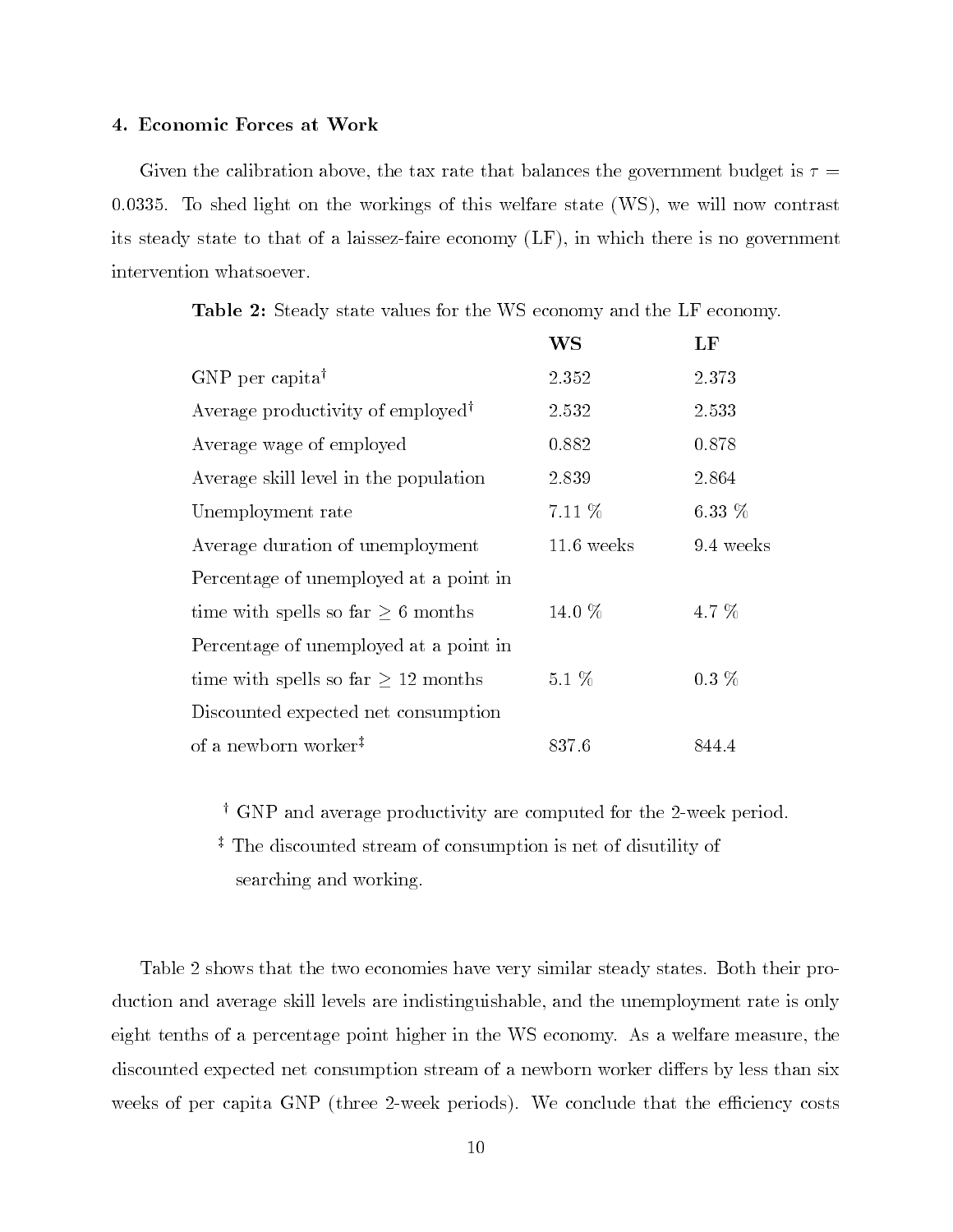### 4. Economic Forces at Work

Given the calibration above, the tax rate that balances the government budget is $\tau = 0.0335$. To shed light on the workings of this welfare state (WS), we will now contrast its steady state to that of a laissez-faire economy (LF), in which there is no government intervention whatsoever.

**Table 2:** Steady state values for the WS economy and the LF economy.

| | **WS** | **LF** |
|---|---|---|
| GNP per capita$^{\dagger}$ | 2.352 | 2.373 |
| Average productivity of employed$^{\dagger}$ | 2.532 | 2.533 |
| Average wage of employed | 0.882 | 0.878 |
| Average skill level in the population | 2.839 | 2.864 |
| Unemployment rate | 7.11 % | 6.33 % |
| Average duration of unemployment | 11.6 weeks | 9.4 weeks |
| Percentage of unemployed at a point in time with spells so far $\geq$ 6 months | 14.0 % | 4.7 % |
| Percentage of unemployed at a point in time with spells so far $\geq$ 12 months | 5.1 % | 0.3 % |
| Discounted expected net consumption of a newborn worker$^{\ddagger}$ | 837.6 | 844.4 |

$^{\dagger}$ GNP and average productivity are computed for the 2-week period.

$^{\ddagger}$ The discounted stream of consumption is net of disutility of searching and working.

Table 2 shows that the two economies have very similar steady states. Both their production and average skill levels are indistinguishable, and the unemployment rate is only eight tenths of a percentage point higher in the WS economy. As a welfare measure, the discounted expected net consumption stream of a newborn worker differs by less than six weeks of per capita GNP (three 2-week periods). We conclude that the efficiency costs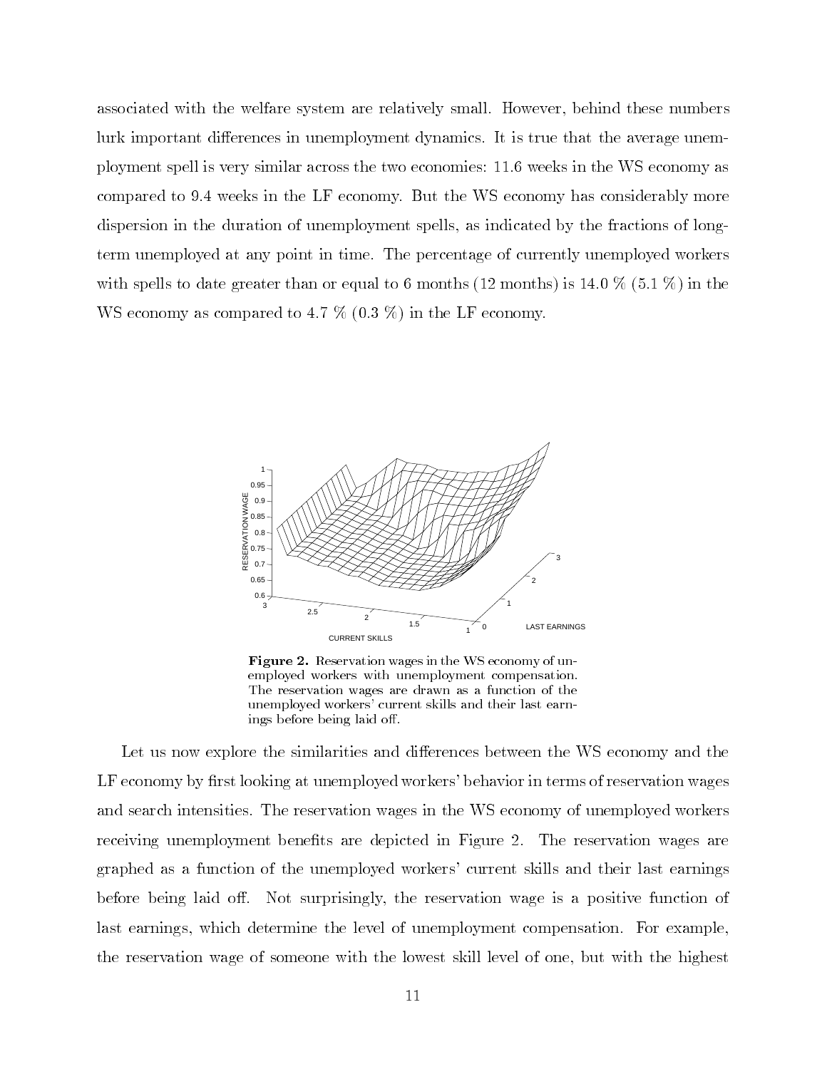associated with the welfare system are relatively small. However, behind these numbers lurk important differences in unemployment dynamics. It is true that the average unemployment spell is very similar across the two economies: 11.6 weeks in the WS economy as compared to 9.4 weeks in the LF economy. But the WS economy has considerably more dispersion in the duration of unemployment spells, as indicated by the fractions of long-term unemployed at any point in time. The percentage of currently unemployed workers with spells to date greater than or equal to 6 months (12 months) is 14.0 % (5.1 %) in the WS economy as compared to 4.7 % (0.3 %) in the LF economy.

**Figure 2.** Reservation wages in the WS economy of unemployed workers with unemployment compensation. The reservation wages are drawn as a function of the unemployed workers' current skills and their last earnings before being laid off.

Let us now explore the similarities and differences between the WS economy and the LF economy by first looking at unemployed workers' behavior in terms of reservation wages and search intensities. The reservation wages in the WS economy of unemployed workers receiving unemployment benefits are depicted in Figure 2. The reservation wages are graphed as a function of the unemployed workers' current skills and their last earnings before being laid off. Not surprisingly, the reservation wage is a positive function of last earnings, which determine the level of unemployment compensation. For example, the reservation wage of someone with the lowest skill level of one, but with the highest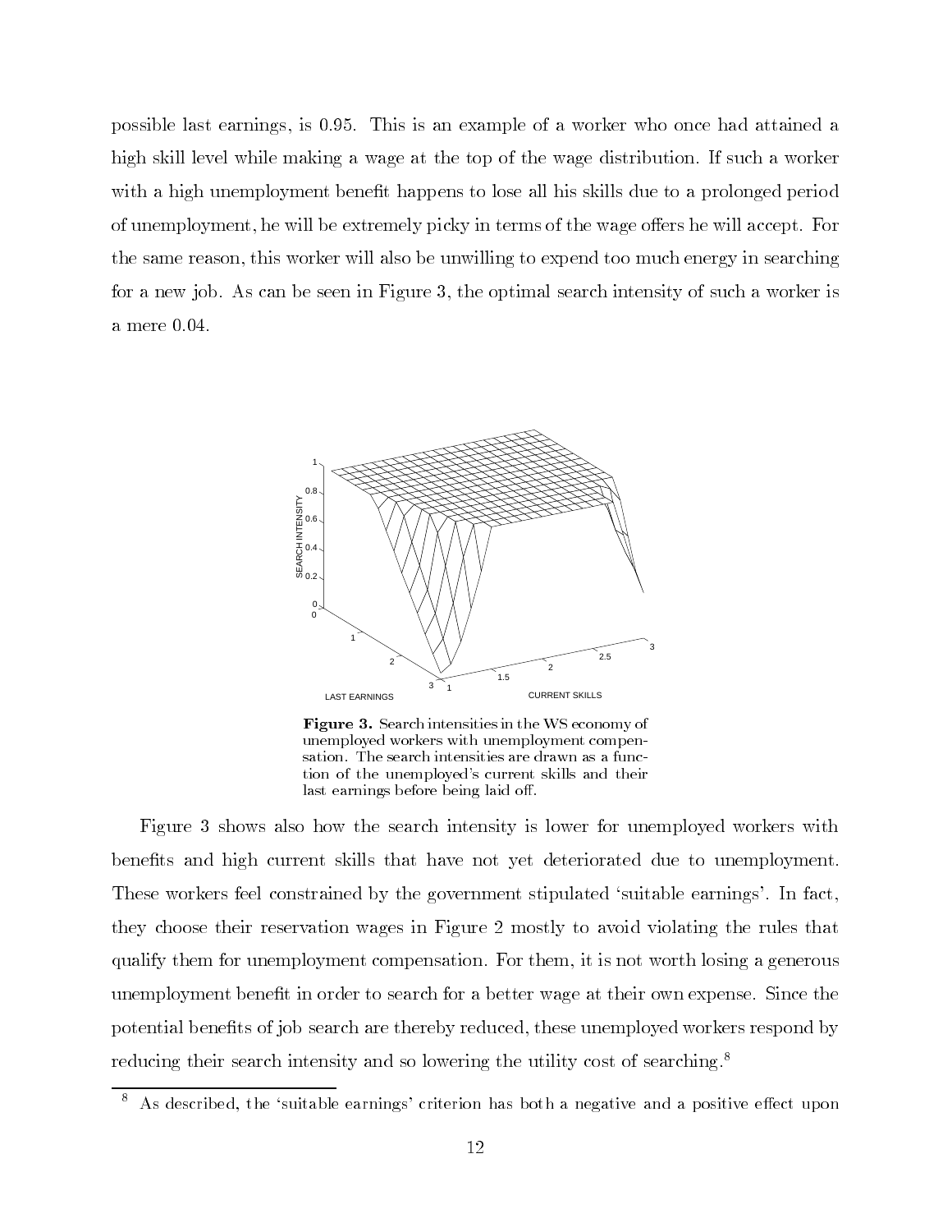possible last earnings, is 0.95. This is an example of a worker who once had attained a high skill level while making a wage at the top of the wage distribution. If such a worker with a high unemployment benefit happens to lose all his skills due to a prolonged period of unemployment, he will be extremely picky in terms of the wage offers he will accept. For the same reason, this worker will also be unwilling to expend too much energy in searching for a new job. As can be seen in Figure 3, the optimal search intensity of such a worker is a mere 0.04.

**Figure 3.** Search intensities in the WS economy of unemployed workers with unemployment compensation. The search intensities are drawn as a function of the unemployed's current skills and their last earnings before being laid off.

Figure 3 shows also how the search intensity is lower for unemployed workers with benefits and high current skills that have not yet deteriorated due to unemployment. These workers feel constrained by the government stipulated 'suitable earnings'. In fact, they choose their reservation wages in Figure 2 mostly to avoid violating the rules that qualify them for unemployment compensation. For them, it is not worth losing a generous unemployment benefit in order to search for a better wage at their own expense. Since the potential benefits of job search are thereby reduced, these unemployed workers respond by reducing their search intensity and so lowering the utility cost of searching.[8]

[8] As described, the 'suitable earnings' criterion has both a negative and a positive effect upon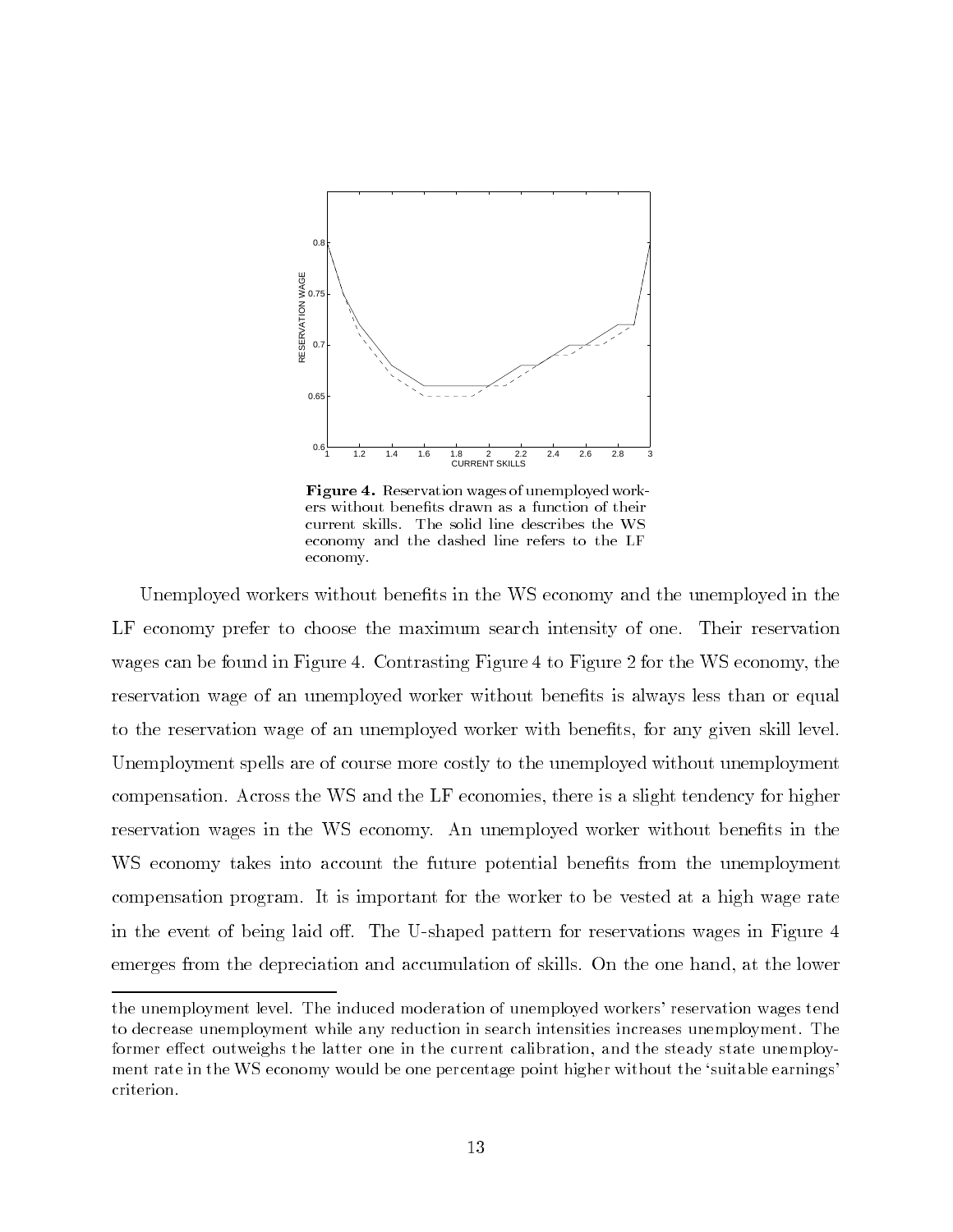**Figure 4.** Reservation wages of unemployed workers without benefits drawn as a function of their current skills. The solid line describes the WS economy and the dashed line refers to the LF economy.

Unemployed workers without benefits in the WS economy and the unemployed in the LF economy prefer to choose the maximum search intensity of one. Their reservation wages can be found in Figure 4. Contrasting Figure 4 to Figure 2 for the WS economy, the reservation wage of an unemployed worker without benefits is always less than or equal to the reservation wage of an unemployed worker with benefits, for any given skill level. Unemployment spells are of course more costly to the unemployed without unemployment compensation. Across the WS and the LF economies, there is a slight tendency for higher reservation wages in the WS economy. An unemployed worker without benefits in the WS economy takes into account the future potential benefits from the unemployment compensation program. It is important for the worker to be vested at a high wage rate in the event of being laid off. The U-shaped pattern for reservations wages in Figure 4 emerges from the depreciation and accumulation of skills. On the one hand, at the lower

---

the unemployment level. The induced moderation of unemployed workers' reservation wages tend to decrease unemployment while any reduction in search intensities increases unemployment. The former effect outweighs the latter one in the current calibration, and the steady state unemployment rate in the WS economy would be one percentage point higher without the 'suitable earnings' criterion.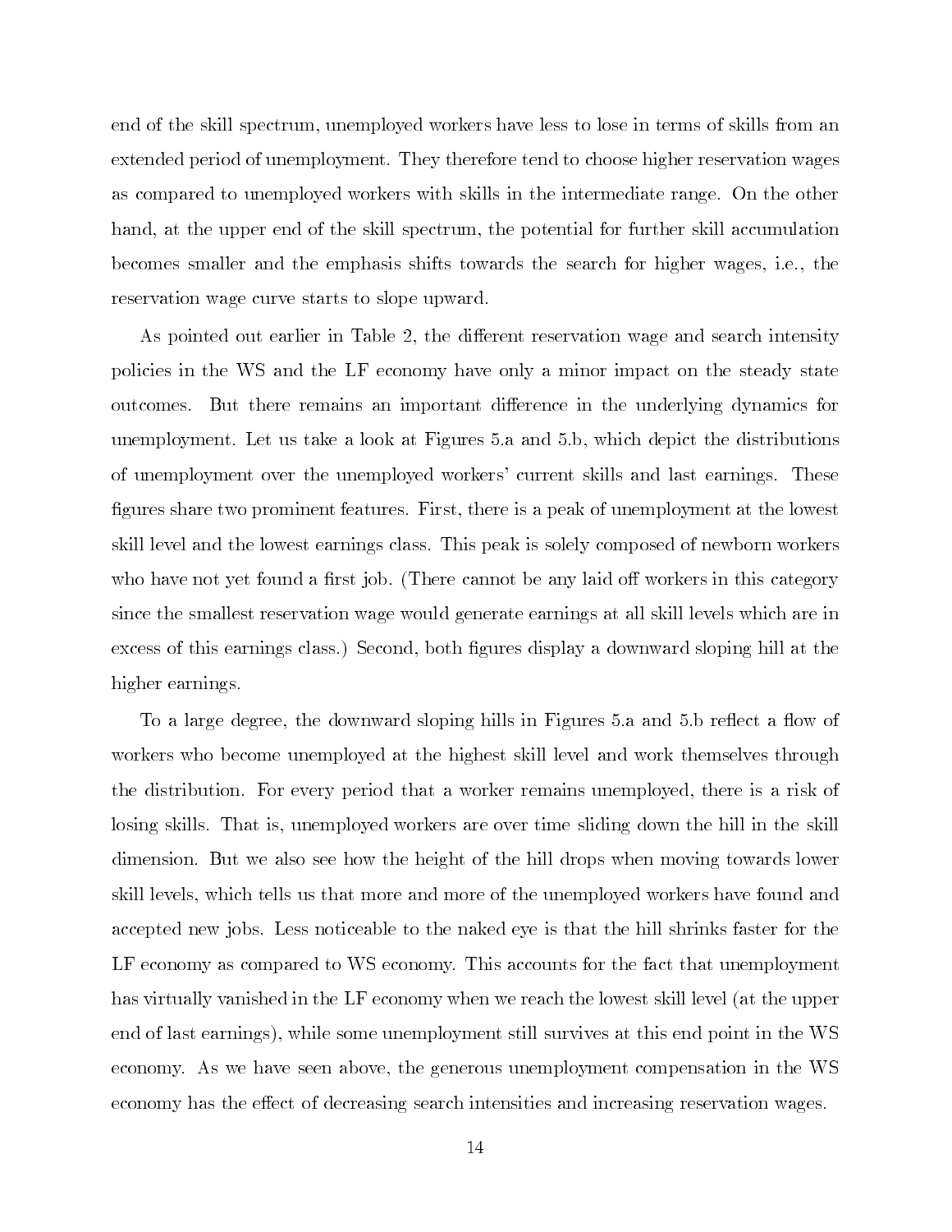end of the skill spectrum, unemployed workers have less to lose in terms of skills from an extended period of unemployment. They therefore tend to choose higher reservation wages as compared to unemployed workers with skills in the intermediate range. On the other hand, at the upper end of the skill spectrum, the potential for further skill accumulation becomes smaller and the emphasis shifts towards the search for higher wages, i.e., the reservation wage curve starts to slope upward.

As pointed out earlier in Table 2, the different reservation wage and search intensity policies in the WS and the LF economy have only a minor impact on the steady state outcomes. But there remains an important difference in the underlying dynamics for unemployment. Let us take a look at Figures 5.a and 5.b, which depict the distributions of unemployment over the unemployed workers' current skills and last earnings. These figures share two prominent features. First, there is a peak of unemployment at the lowest skill level and the lowest earnings class. This peak is solely composed of newborn workers who have not yet found a first job. (There cannot be any laid off workers in this category since the smallest reservation wage would generate earnings at all skill levels which are in excess of this earnings class.) Second, both figures display a downward sloping hill at the higher earnings.

To a large degree, the downward sloping hills in Figures 5.a and 5.b reflect a flow of workers who become unemployed at the highest skill level and work themselves through the distribution. For every period that a worker remains unemployed, there is a risk of losing skills. That is, unemployed workers are over time sliding down the hill in the skill dimension. But we also see how the height of the hill drops when moving towards lower skill levels, which tells us that more and more of the unemployed workers have found and accepted new jobs. Less noticeable to the naked eye is that the hill shrinks faster for the LF economy as compared to WS economy. This accounts for the fact that unemployment has virtually vanished in the LF economy when we reach the lowest skill level (at the upper end of last earnings), while some unemployment still survives at this end point in the WS economy. As we have seen above, the generous unemployment compensation in the WS economy has the effect of decreasing search intensities and increasing reservation wages.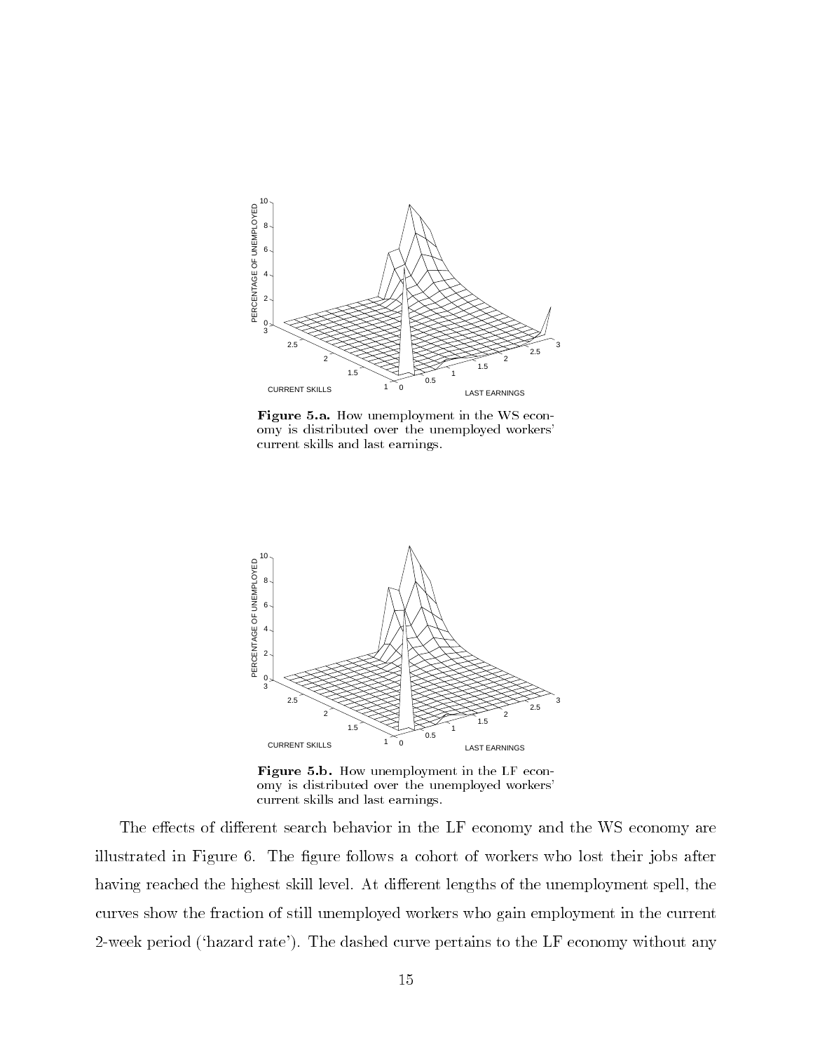**Figure 5.a.** How unemployment in the WS economy is distributed over the unemployed workers' current skills and last earnings.

**Figure 5.b.** How unemployment in the LF economy is distributed over the unemployed workers' current skills and last earnings.

The effects of different search behavior in the LF economy and the WS economy are illustrated in Figure 6. The figure follows a cohort of workers who lost their jobs after having reached the highest skill level. At different lengths of the unemployment spell, the curves show the fraction of still unemployed workers who gain employment in the current 2-week period ('hazard rate'). The dashed curve pertains to the LF economy without any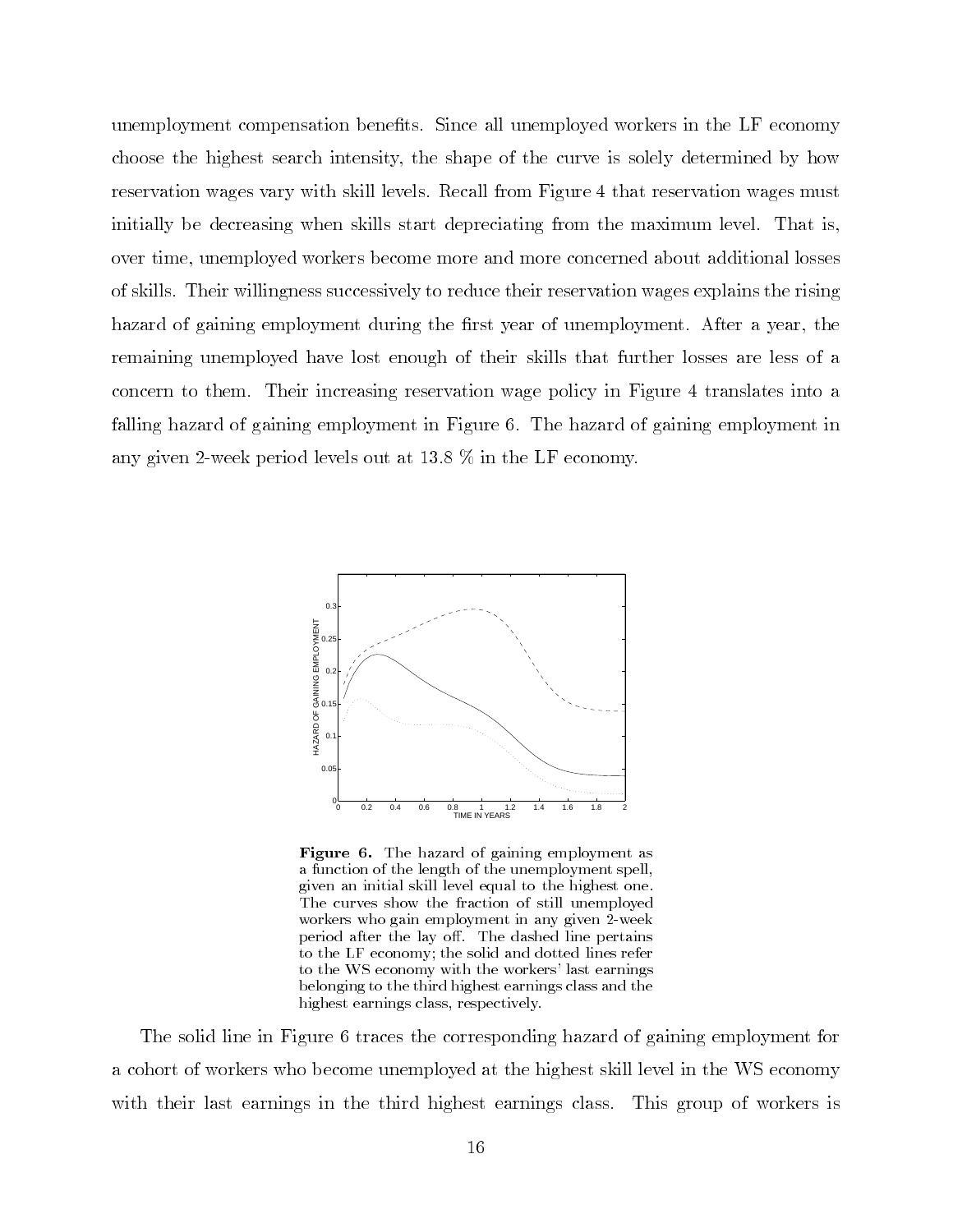unemployment compensation benefits. Since all unemployed workers in the LF economy choose the highest search intensity, the shape of the curve is solely determined by how reservation wages vary with skill levels. Recall from Figure 4 that reservation wages must initially be decreasing when skills start depreciating from the maximum level. That is, over time, unemployed workers become more and more concerned about additional losses of skills. Their willingness successively to reduce their reservation wages explains the rising hazard of gaining employment during the first year of unemployment. After a year, the remaining unemployed have lost enough of their skills that further losses are less of a concern to them. Their increasing reservation wage policy in Figure 4 translates into a falling hazard of gaining employment in Figure 6. The hazard of gaining employment in any given 2-week period levels out at 13.8 % in the LF economy.

**Figure 6.** The hazard of gaining employment as a function of the length of the unemployment spell, given an initial skill level equal to the highest one. The curves show the fraction of still unemployed workers who gain employment in any given 2-week period after the lay off. The dashed line pertains to the LF economy; the solid and dotted lines refer to the WS economy with the workers' last earnings belonging to the third highest earnings class and the highest earnings class, respectively.

The solid line in Figure 6 traces the corresponding hazard of gaining employment for a cohort of workers who become unemployed at the highest skill level in the WS economy with their last earnings in the third highest earnings class. This group of workers is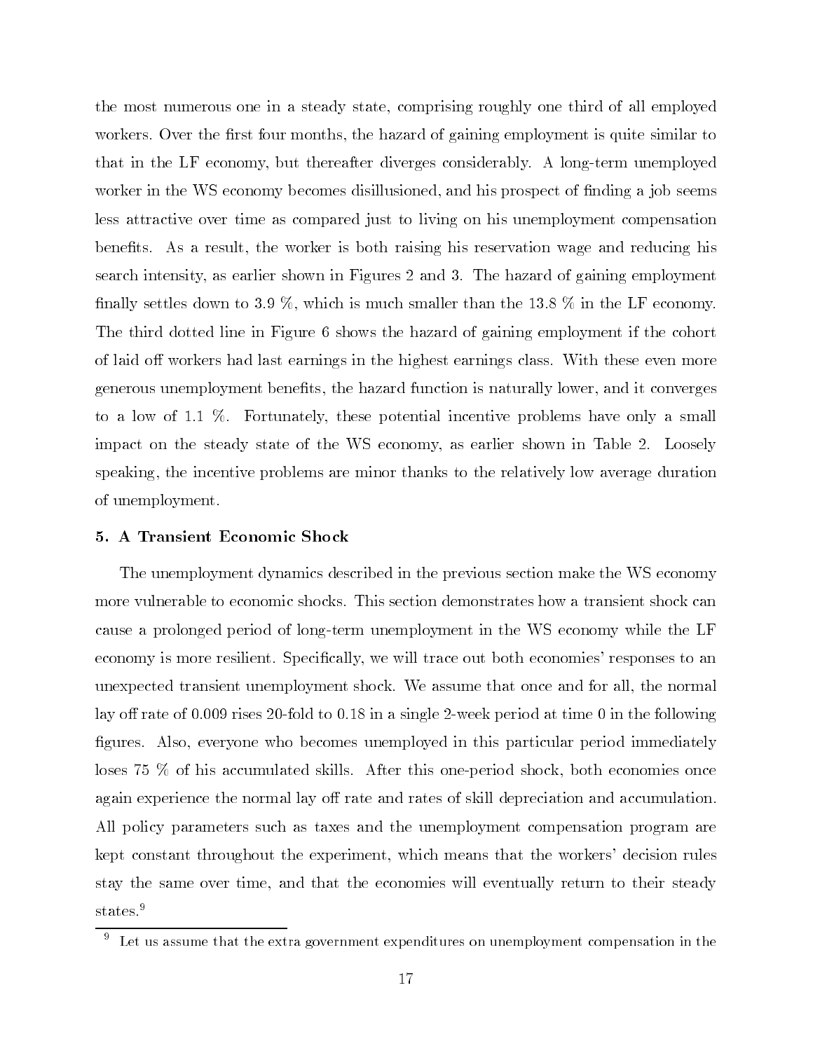the most numerous one in a steady state, comprising roughly one third of all employed workers. Over the first four months, the hazard of gaining employment is quite similar to that in the LF economy, but thereafter diverges considerably. A long-term unemployed worker in the WS economy becomes disillusioned, and his prospect of finding a job seems less attractive over time as compared just to living on his unemployment compensation benefits. As a result, the worker is both raising his reservation wage and reducing his search intensity, as earlier shown in Figures 2 and 3. The hazard of gaining employment finally settles down to 3.9 %, which is much smaller than the 13.8 % in the LF economy. The third dotted line in Figure 6 shows the hazard of gaining employment if the cohort of laid off workers had last earnings in the highest earnings class. With these even more generous unemployment benefits, the hazard function is naturally lower, and it converges to a low of 1.1 %. Fortunately, these potential incentive problems have only a small impact on the steady state of the WS economy, as earlier shown in Table 2. Loosely speaking, the incentive problems are minor thanks to the relatively low average duration of unemployment.

### 5. A Transient Economic Shock

The unemployment dynamics described in the previous section make the WS economy more vulnerable to economic shocks. This section demonstrates how a transient shock can cause a prolonged period of long-term unemployment in the WS economy while the LF economy is more resilient. Specifically, we will trace out both economies' responses to an unexpected transient unemployment shock. We assume that once and for all, the normal lay off rate of 0.009 rises 20-fold to 0.18 in a single 2-week period at time 0 in the following figures. Also, everyone who becomes unemployed in this particular period immediately loses 75 % of his accumulated skills. After this one-period shock, both economies once again experience the normal lay off rate and rates of skill depreciation and accumulation. All policy parameters such as taxes and the unemployment compensation program are kept constant throughout the experiment, which means that the workers' decision rules stay the same over time, and that the economies will eventually return to their steady states.[9]

[9] Let us assume that the extra government expenditures on unemployment compensation in the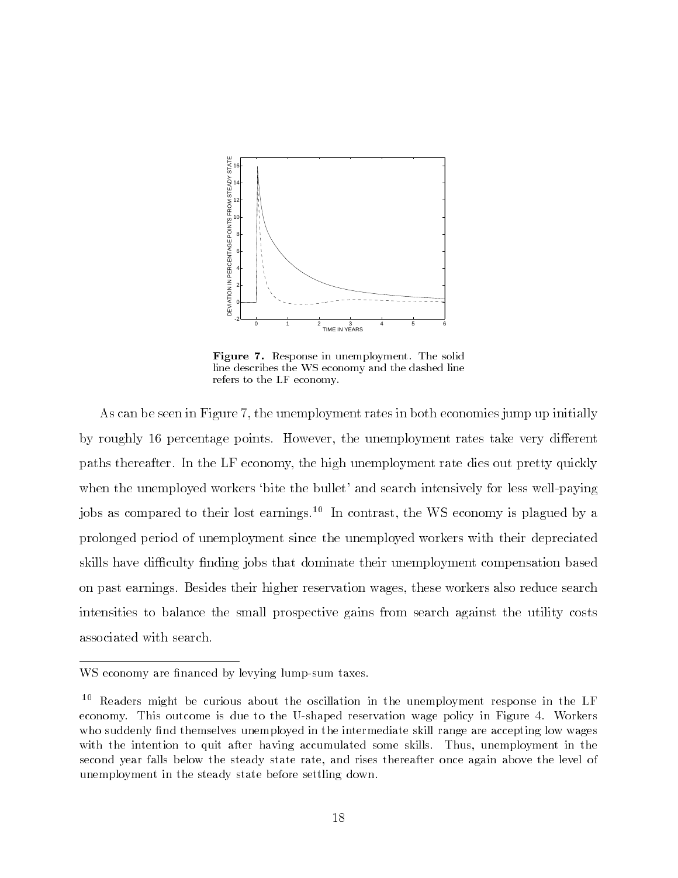**Figure 7.** Response in unemployment. The solid line describes the WS economy and the dashed line refers to the LF economy.

As can be seen in Figure 7, the unemployment rates in both economies jump up initially by roughly 16 percentage points. However, the unemployment rates take very different paths thereafter. In the LF economy, the high unemployment rate dies out pretty quickly when the unemployed workers 'bite the bullet' and search intensively for less well-paying jobs as compared to their lost earnings.[10] In contrast, the WS economy is plagued by a prolonged period of unemployment since the unemployed workers with their depreciated skills have difficulty finding jobs that dominate their unemployment compensation based on past earnings. Besides their higher reservation wages, these workers also reduce search intensities to balance the small prospective gains from search against the utility costs associated with search.

---

WS economy are financed by levying lump-sum taxes.

[10] Readers might be curious about the oscillation in the unemployment response in the LF economy. This outcome is due to the U-shaped reservation wage policy in Figure 4. Workers who suddenly find themselves unemployed in the intermediate skill range are accepting low wages with the intention to quit after having accumulated some skills. Thus, unemployment in the second year falls below the steady state rate, and rises thereafter once again above the level of unemployment in the steady state before settling down.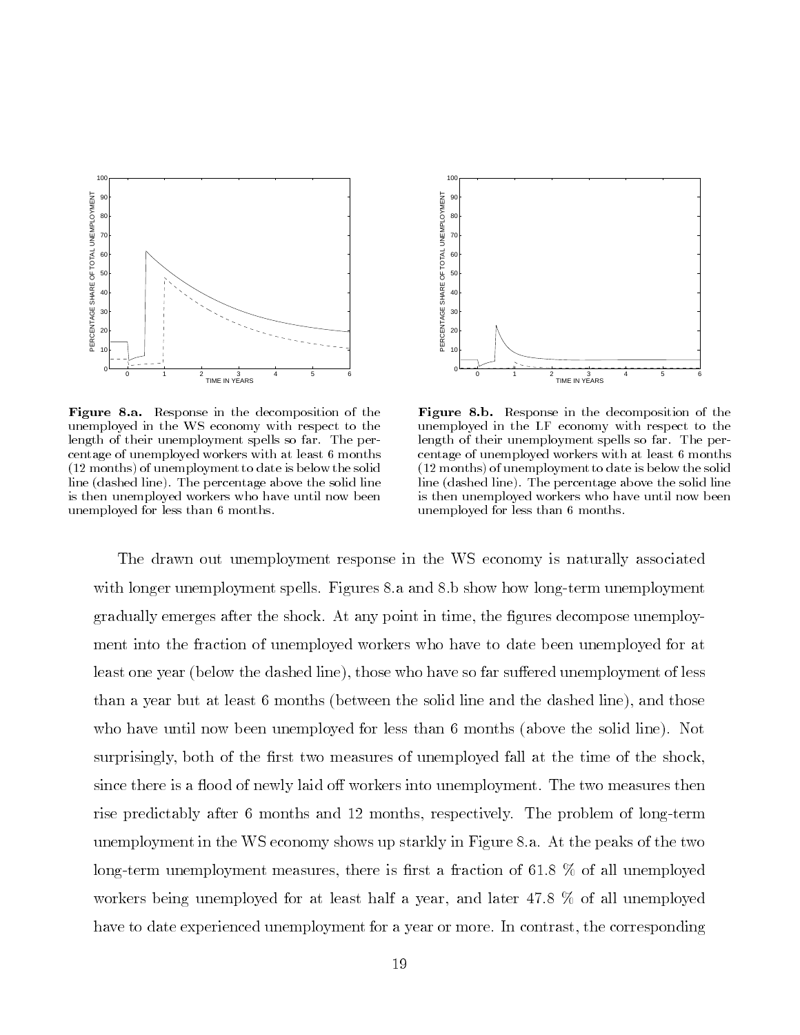**Figure 8.a.** Response in the decomposition of the unemployed in the WS economy with respect to the length of their unemployment spells so far. The percentage of unemployed workers with at least 6 months (12 months) of unemployment to date is below the solid line (dashed line). The percentage above the solid line is then unemployed workers who have until now been unemployed for less than 6 months.

**Figure 8.b.** Response in the decomposition of the unemployed in the LF economy with respect to the length of their unemployment spells so far. The percentage of unemployed workers with at least 6 months (12 months) of unemployment to date is below the solid line (dashed line). The percentage above the solid line is then unemployed workers who have until now been unemployed for less than 6 months.

The drawn out unemployment response in the WS economy is naturally associated with longer unemployment spells. Figures 8.a and 8.b show how long-term unemployment gradually emerges after the shock. At any point in time, the figures decompose unemployment into the fraction of unemployed workers who have to date been unemployed for at least one year (below the dashed line), those who have so far suffered unemployment of less than a year but at least 6 months (between the solid line and the dashed line), and those who have until now been unemployed for less than 6 months (above the solid line). Not surprisingly, both of the first two measures of unemployed fall at the time of the shock, since there is a flood of newly laid off workers into unemployment. The two measures then rise predictably after 6 months and 12 months, respectively. The problem of long-term unemployment in the WS economy shows up starkly in Figure 8.a. At the peaks of the two long-term unemployment measures, there is first a fraction of 61.8 % of all unemployed workers being unemployed for at least half a year, and later 47.8 % of all unemployed have to date experienced unemployment for a year or more. In contrast, the corresponding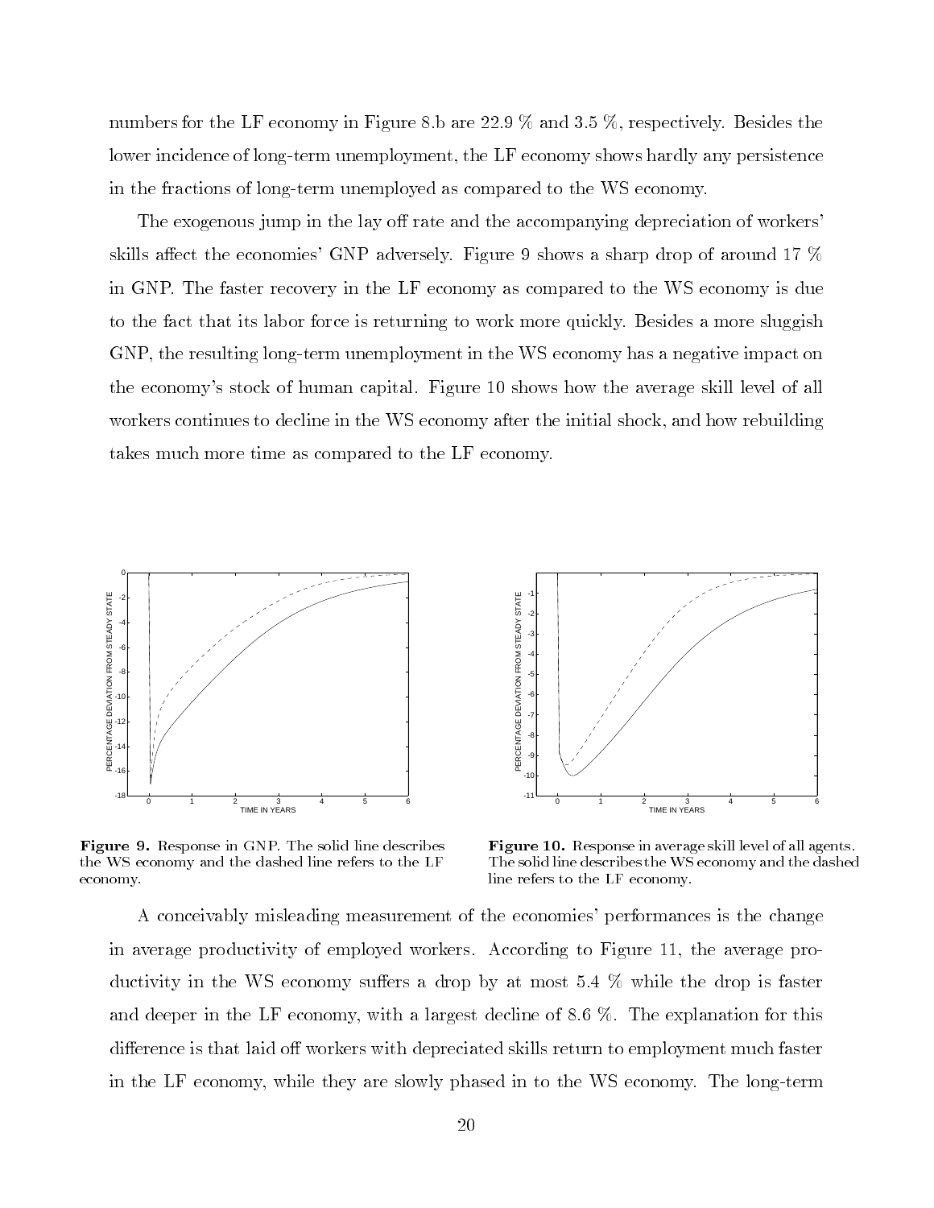numbers for the LF economy in Figure 8.b are 22.9 % and 3.5 %, respectively. Besides the lower incidence of long-term unemployment, the LF economy shows hardly any persistence in the fractions of long-term unemployed as compared to the WS economy.

The exogenous jump in the lay off rate and the accompanying depreciation of workers' skills affect the economies' GNP adversely. Figure 9 shows a sharp drop of around 17 % in GNP. The faster recovery in the LF economy as compared to the WS economy is due to the fact that its labor force is returning to work more quickly. Besides a more sluggish GNP, the resulting long-term unemployment in the WS economy has a negative impact on the economy's stock of human capital. Figure 10 shows how the average skill level of all workers continues to decline in the WS economy after the initial shock, and how rebuilding takes much more time as compared to the LF economy.

**Figure 9.** Response in GNP. The solid line describes the WS economy and the dashed line refers to the LF economy.

**Figure 10.** Response in average skill level of all agents. The solid line describes the WS economy and the dashed line refers to the LF economy.

A conceivably misleading measurement of the economies' performances is the change in average productivity of employed workers. According to Figure 11, the average productivity in the WS economy suffers a drop by at most 5.4 % while the drop is faster and deeper in the LF economy, with a largest decline of 8.6 %. The explanation for this difference is that laid off workers with depreciated skills return to employment much faster in the LF economy, while they are slowly phased in to the WS economy. The long-term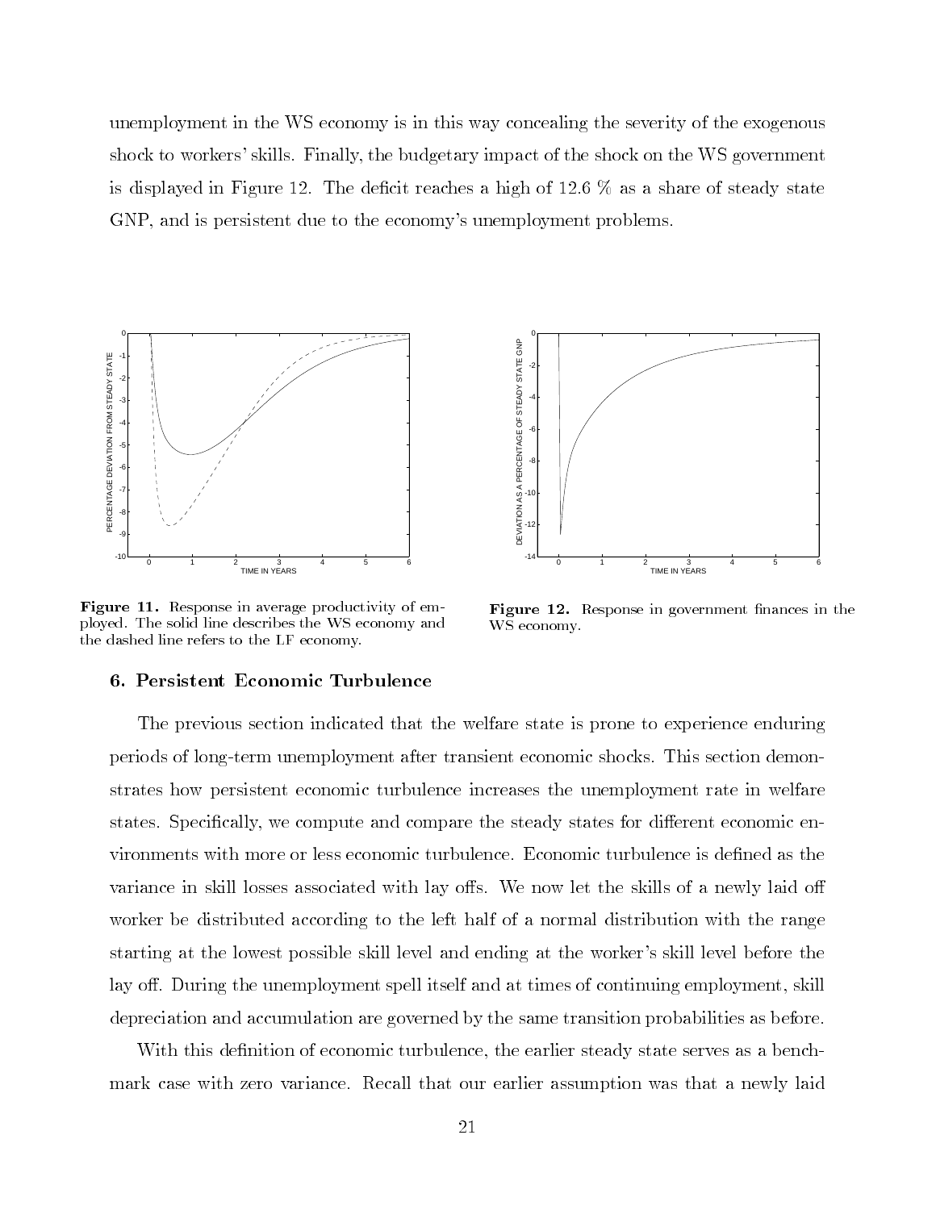unemployment in the WS economy is in this way concealing the severity of the exogenous shock to workers' skills. Finally, the budgetary impact of the shock on the WS government is displayed in Figure 12. The deficit reaches a high of 12.6 % as a share of steady state GNP, and is persistent due to the economy's unemployment problems.

**Figure 11.** Response in average productivity of employed. The solid line describes the WS economy and the dashed line refers to the LF economy.

**Figure 12.** Response in government finances in the WS economy.

## 6. Persistent Economic Turbulence

The previous section indicated that the welfare state is prone to experience enduring periods of long-term unemployment after transient economic shocks. This section demonstrates how persistent economic turbulence increases the unemployment rate in welfare states. Specifically, we compute and compare the steady states for different economic environments with more or less economic turbulence. Economic turbulence is defined as the variance in skill losses associated with lay offs. We now let the skills of a newly laid off worker be distributed according to the left half of a normal distribution with the range starting at the lowest possible skill level and ending at the worker's skill level before the lay off. During the unemployment spell itself and at times of continuing employment, skill depreciation and accumulation are governed by the same transition probabilities as before.

With this definition of economic turbulence, the earlier steady state serves as a benchmark case with zero variance. Recall that our earlier assumption was that a newly laid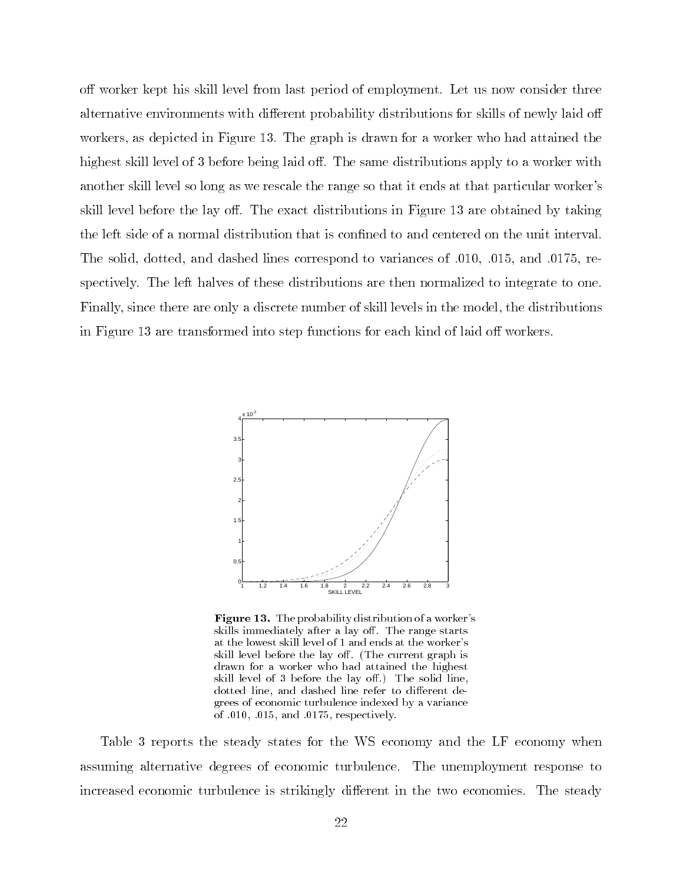off worker kept his skill level from last period of employment. Let us now consider three alternative environments with different probability distributions for skills of newly laid off workers, as depicted in Figure 13. The graph is drawn for a worker who had attained the highest skill level of 3 before being laid off. The same distributions apply to a worker with another skill level so long as we rescale the range so that it ends at that particular worker's skill level before the lay off. The exact distributions in Figure 13 are obtained by taking the left side of a normal distribution that is confined to and centered on the unit interval. The solid, dotted, and dashed lines correspond to variances of .010, .015, and .0175, respectively. The left halves of these distributions are then normalized to integrate to one. Finally, since there are only a discrete number of skill levels in the model, the distributions in Figure 13 are transformed into step functions for each kind of laid off workers.

**Figure 13.** The probability distribution of a worker's skills immediately after a lay off. The range starts at the lowest skill level of 1 and ends at the worker's skill level before the lay off. (The current graph is drawn for a worker who had attained the highest skill level of 3 before the lay off.) The solid line, dotted line, and dashed line refer to different degrees of economic turbulence indexed by a variance of .010, .015, and .0175, respectively.

Table 3 reports the steady states for the WS economy and the LF economy when assuming alternative degrees of economic turbulence. The unemployment response to increased economic turbulence is strikingly different in the two economies. The steady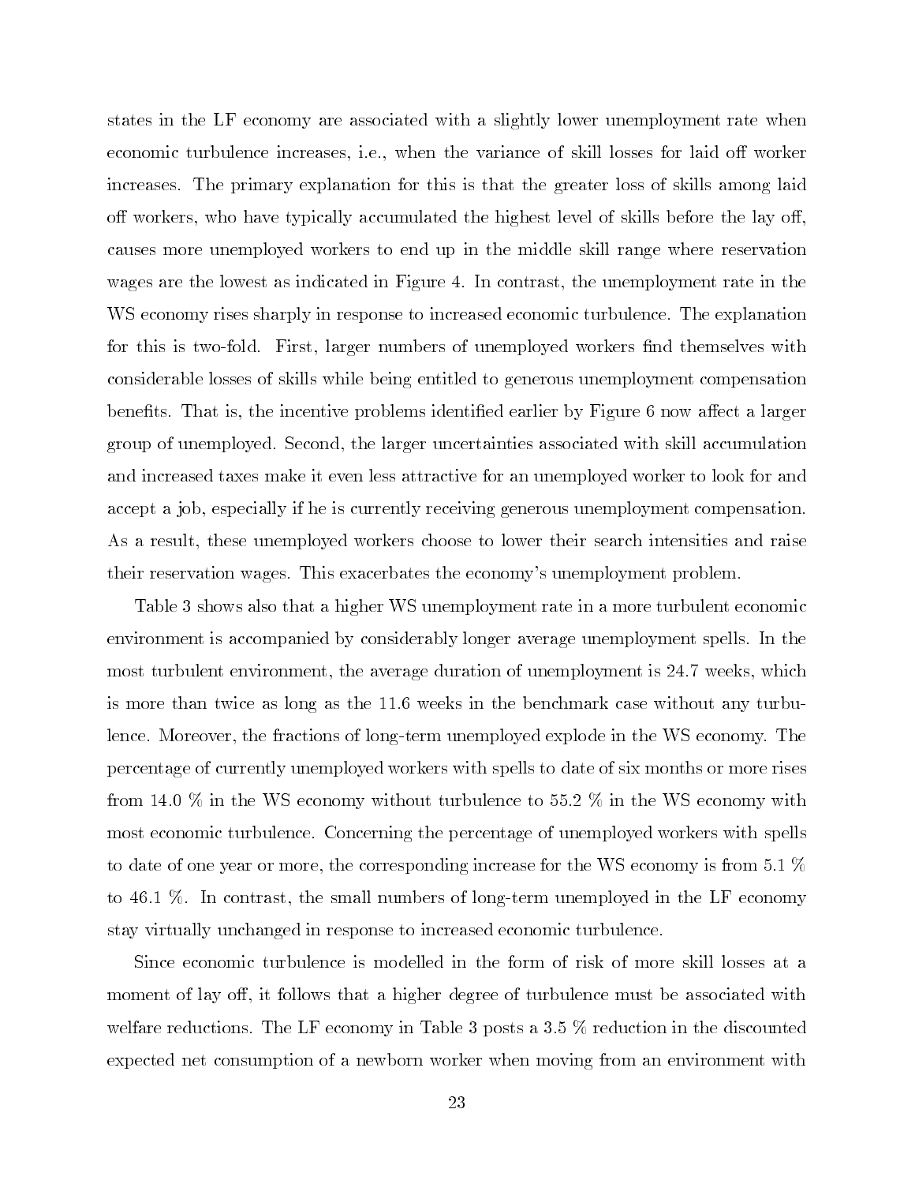states in the LF economy are associated with a slightly lower unemployment rate when economic turbulence increases, i.e., when the variance of skill losses for laid off worker increases. The primary explanation for this is that the greater loss of skills among laid off workers, who have typically accumulated the highest level of skills before the lay off, causes more unemployed workers to end up in the middle skill range where reservation wages are the lowest as indicated in Figure 4. In contrast, the unemployment rate in the WS economy rises sharply in response to increased economic turbulence. The explanation for this is two-fold. First, larger numbers of unemployed workers find themselves with considerable losses of skills while being entitled to generous unemployment compensation benefits. That is, the incentive problems identified earlier by Figure 6 now affect a larger group of unemployed. Second, the larger uncertainties associated with skill accumulation and increased taxes make it even less attractive for an unemployed worker to look for and accept a job, especially if he is currently receiving generous unemployment compensation. As a result, these unemployed workers choose to lower their search intensities and raise their reservation wages. This exacerbates the economy's unemployment problem.

Table 3 shows also that a higher WS unemployment rate in a more turbulent economic environment is accompanied by considerably longer average unemployment spells. In the most turbulent environment, the average duration of unemployment is 24.7 weeks, which is more than twice as long as the 11.6 weeks in the benchmark case without any turbulence. Moreover, the fractions of long-term unemployed explode in the WS economy. The percentage of currently unemployed workers with spells to date of six months or more rises from 14.0 % in the WS economy without turbulence to 55.2 % in the WS economy with most economic turbulence. Concerning the percentage of unemployed workers with spells to date of one year or more, the corresponding increase for the WS economy is from 5.1 % to 46.1 %. In contrast, the small numbers of long-term unemployed in the LF economy stay virtually unchanged in response to increased economic turbulence.

Since economic turbulence is modelled in the form of risk of more skill losses at a moment of lay off, it follows that a higher degree of turbulence must be associated with welfare reductions. The LF economy in Table 3 posts a 3.5 % reduction in the discounted expected net consumption of a newborn worker when moving from an environment with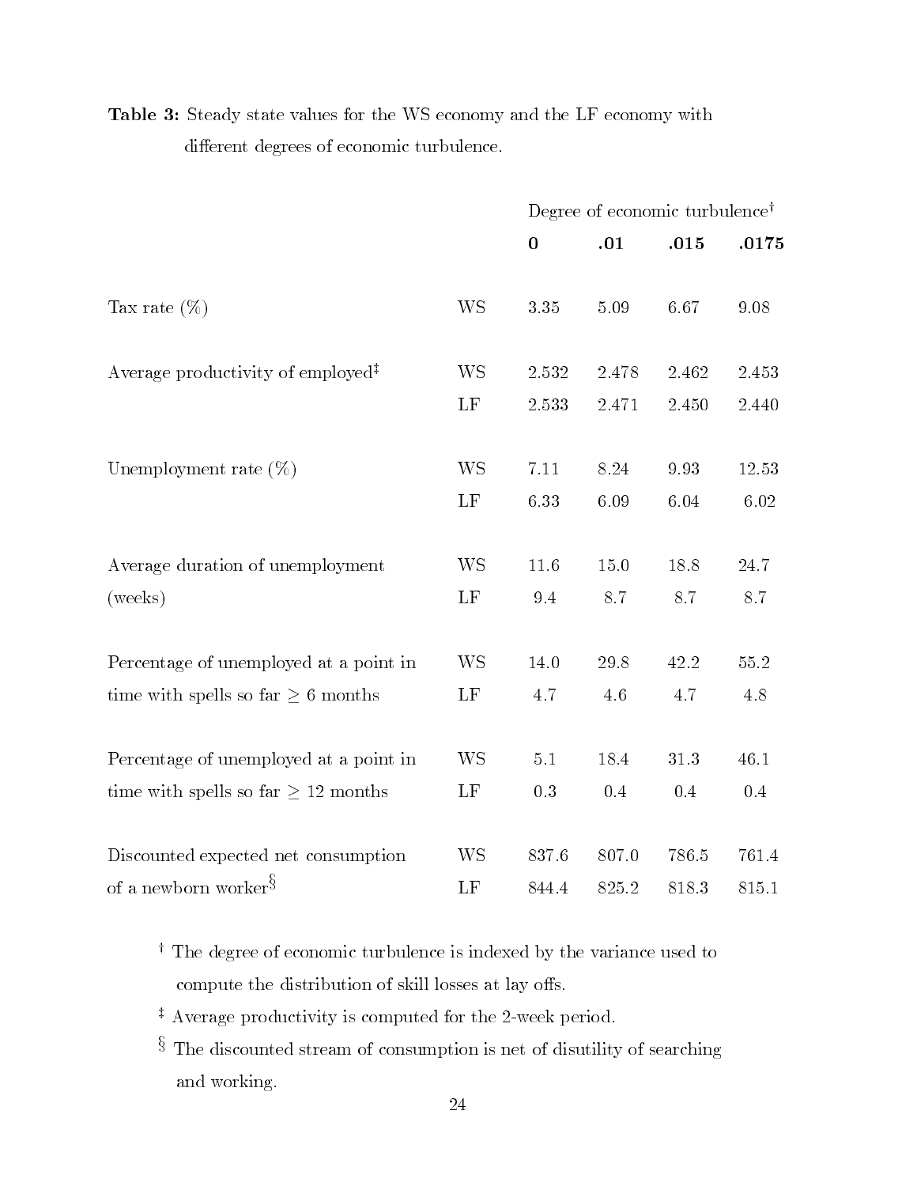**Table 3:** Steady state values for the WS economy and the LF economy with different degrees of economic turbulence.

| | | Degree of economic turbulence[†] | | | |
|---|---|---|---|---|---|
| | | **0** | **.01** | **.015** | **.0175** |
| Tax rate (%) | WS | 3.35 | 5.09 | 6.67 | 9.08 |
| Average productivity of employed[‡] | WS | 2.532 | 2.478 | 2.462 | 2.453 |
| | LF | 2.533 | 2.471 | 2.450 | 2.440 |
| Unemployment rate (%) | WS | 7.11 | 8.24 | 9.93 | 12.53 |
| | LF | 6.33 | 6.09 | 6.04 | 6.02 |
| Average duration of unemployment (weeks) | WS | 11.6 | 15.0 | 18.8 | 24.7 |
| | LF | 9.4 | 8.7 | 8.7 | 8.7 |
| Percentage of unemployed at a point in time with spells so far $\geq$ 6 months | WS | 14.0 | 29.8 | 42.2 | 55.2 |
| | LF | 4.7 | 4.6 | 4.7 | 4.8 |
| Percentage of unemployed at a point in time with spells so far $\geq$ 12 months | WS | 5.1 | 18.4 | 31.3 | 46.1 |
| | LF | 0.3 | 0.4 | 0.4 | 0.4 |
| Discounted expected net consumption of a newborn worker[§] | WS | 837.6 | 807.0 | 786.5 | 761.4 |
| | LF | 844.4 | 825.2 | 818.3 | 815.1 |

[†] The degree of economic turbulence is indexed by the variance used to compute the distribution of skill losses at lay offs.

[‡] Average productivity is computed for the 2-week period.

[§] The discounted stream of consumption is net of disutility of searching and working.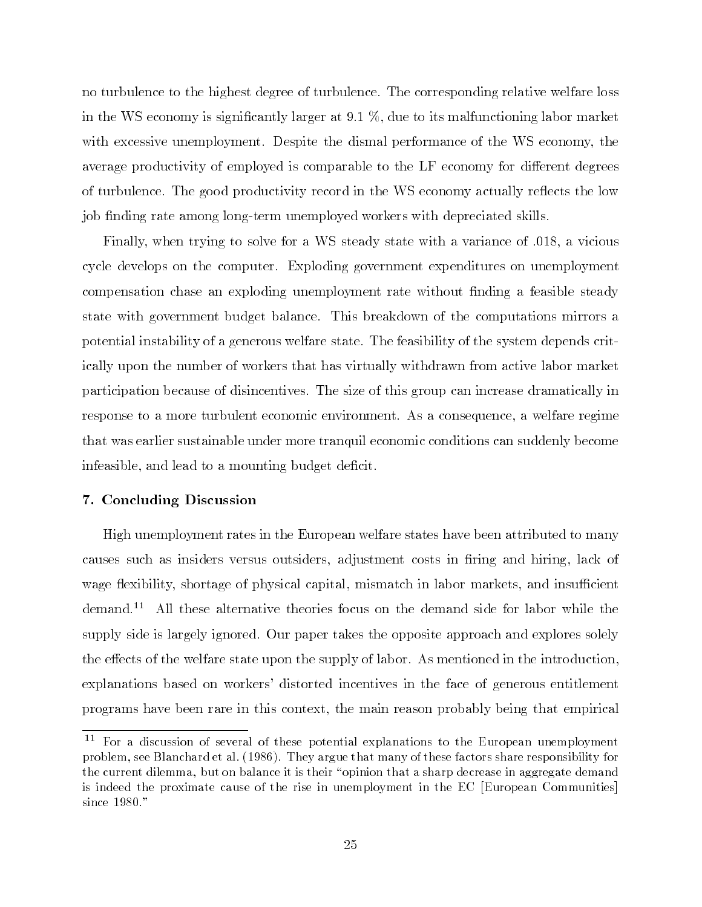no turbulence to the highest degree of turbulence. The corresponding relative welfare loss in the WS economy is significantly larger at 9.1 %, due to its malfunctioning labor market with excessive unemployment. Despite the dismal performance of the WS economy, the average productivity of employed is comparable to the LF economy for different degrees of turbulence. The good productivity record in the WS economy actually reflects the low job finding rate among long-term unemployed workers with depreciated skills.

Finally, when trying to solve for a WS steady state with a variance of .018, a vicious cycle develops on the computer. Exploding government expenditures on unemployment compensation chase an exploding unemployment rate without finding a feasible steady state with government budget balance. This breakdown of the computations mirrors a potential instability of a generous welfare state. The feasibility of the system depends critically upon the number of workers that has virtually withdrawn from active labor market participation because of disincentives. The size of this group can increase dramatically in response to a more turbulent economic environment. As a consequence, a welfare regime that was earlier sustainable under more tranquil economic conditions can suddenly become infeasible, and lead to a mounting budget deficit.

## 7. Concluding Discussion

High unemployment rates in the European welfare states have been attributed to many causes such as insiders versus outsiders, adjustment costs in firing and hiring, lack of wage flexibility, shortage of physical capital, mismatch in labor markets, and insufficient demand.[11] All these alternative theories focus on the demand side for labor while the supply side is largely ignored. Our paper takes the opposite approach and explores solely the effects of the welfare state upon the supply of labor. As mentioned in the introduction, explanations based on workers' distorted incentives in the face of generous entitlement programs have been rare in this context, the main reason probably being that empirical

[11] For a discussion of several of these potential explanations to the European unemployment problem, see Blanchard et al. (1986). They argue that many of these factors share responsibility for the current dilemma, but on balance it is their "opinion that a sharp decrease in aggregate demand is indeed the proximate cause of the rise in unemployment in the EC [European Communities] since 1980."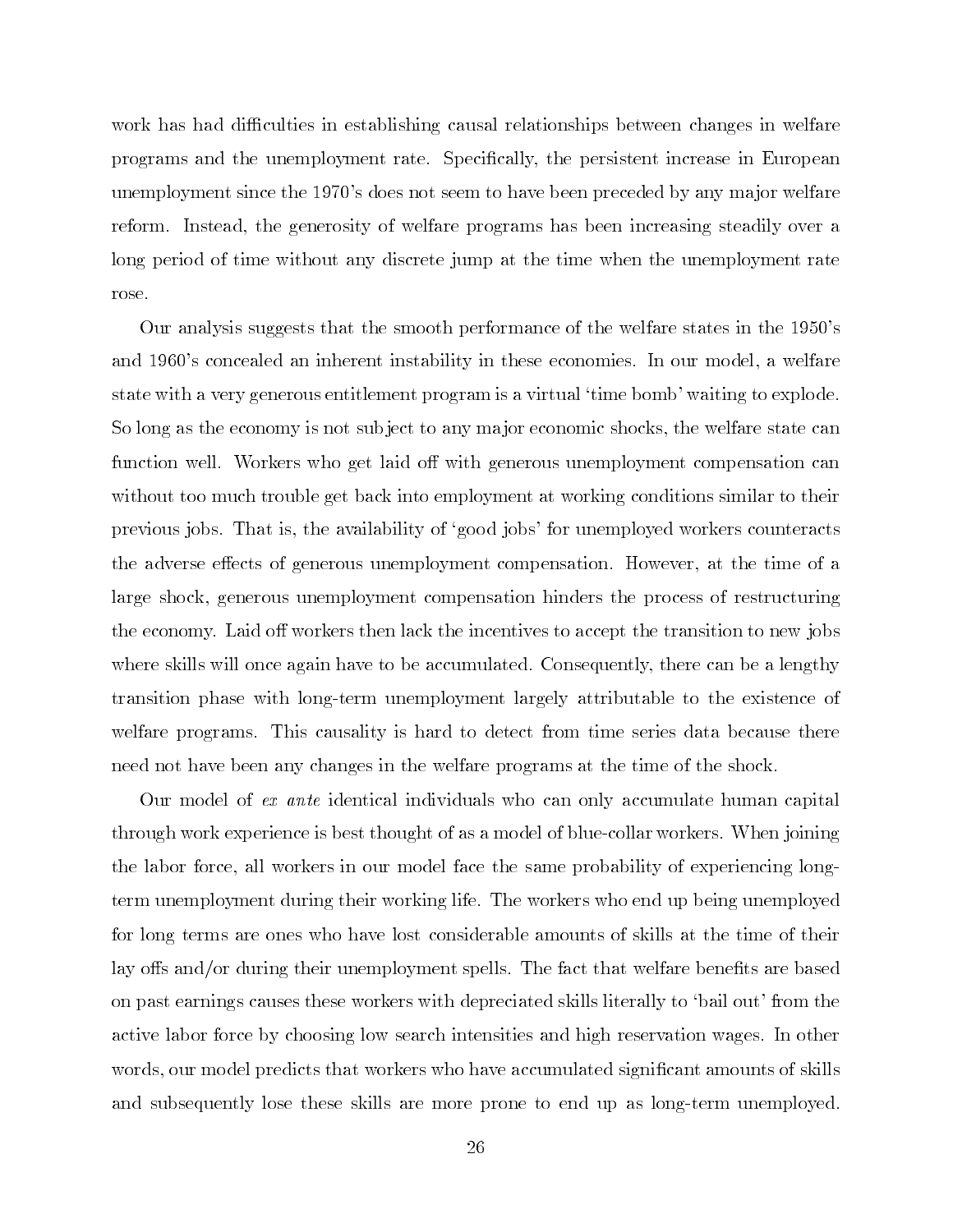work has had difficulties in establishing causal relationships between changes in welfare programs and the unemployment rate. Specifically, the persistent increase in European unemployment since the 1970's does not seem to have been preceded by any major welfare reform. Instead, the generosity of welfare programs has been increasing steadily over a long period of time without any discrete jump at the time when the unemployment rate rose.

Our analysis suggests that the smooth performance of the welfare states in the 1950's and 1960's concealed an inherent instability in these economies. In our model, a welfare state with a very generous entitlement program is a virtual 'time bomb' waiting to explode. So long as the economy is not subject to any major economic shocks, the welfare state can function well. Workers who get laid off with generous unemployment compensation can without too much trouble get back into employment at working conditions similar to their previous jobs. That is, the availability of 'good jobs' for unemployed workers counteracts the adverse effects of generous unemployment compensation. However, at the time of a large shock, generous unemployment compensation hinders the process of restructuring the economy. Laid off workers then lack the incentives to accept the transition to new jobs where skills will once again have to be accumulated. Consequently, there can be a lengthy transition phase with long-term unemployment largely attributable to the existence of welfare programs. This causality is hard to detect from time series data because there need not have been any changes in the welfare programs at the time of the shock.

Our model of *ex ante* identical individuals who can only accumulate human capital through work experience is best thought of as a model of blue-collar workers. When joining the labor force, all workers in our model face the same probability of experiencing long-term unemployment during their working life. The workers who end up being unemployed for long terms are ones who have lost considerable amounts of skills at the time of their lay offs and/or during their unemployment spells. The fact that welfare benefits are based on past earnings causes these workers with depreciated skills literally to 'bail out' from the active labor force by choosing low search intensities and high reservation wages. In other words, our model predicts that workers who have accumulated significant amounts of skills and subsequently lose these skills are more prone to end up as long-term unemployed.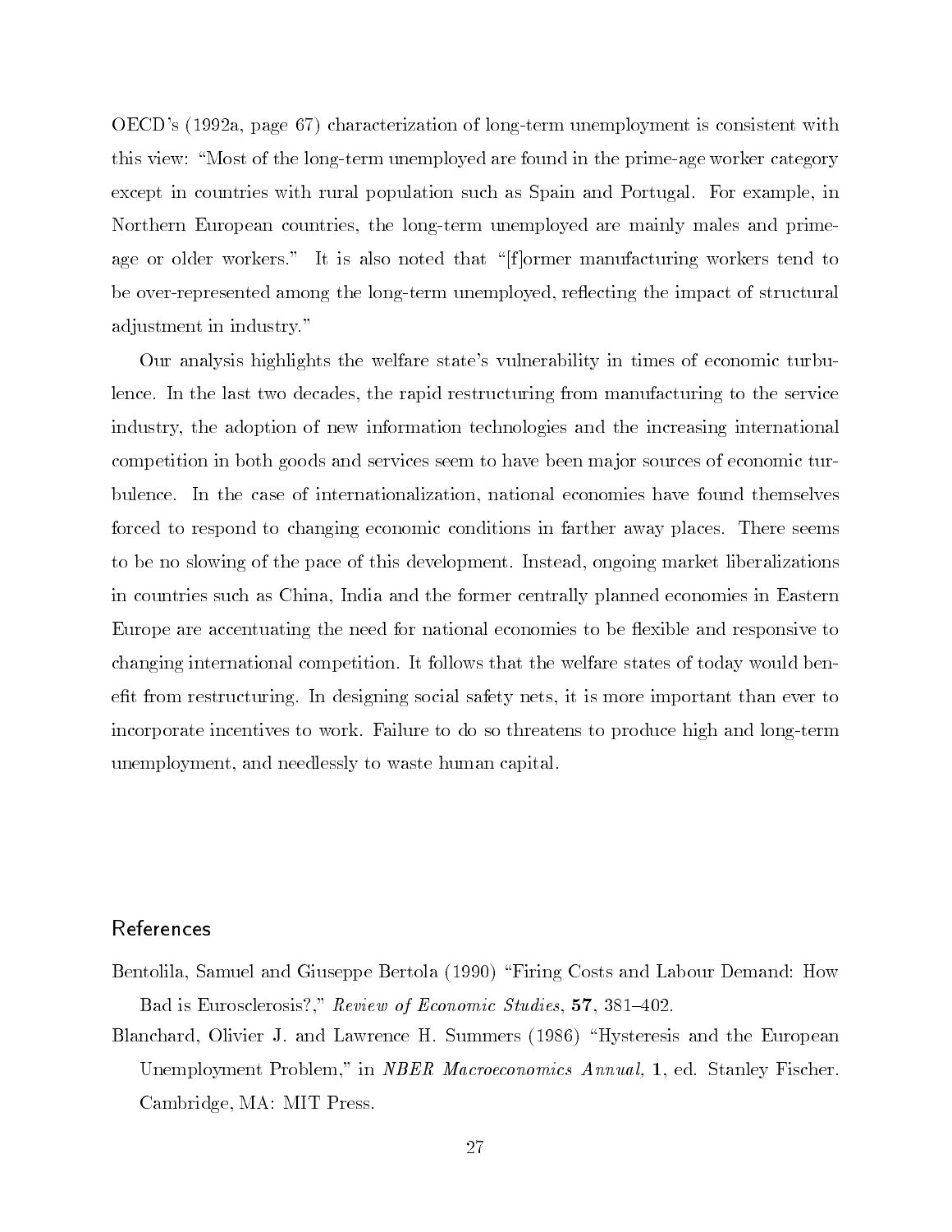OECD's (1992a, page 67) characterization of long-term unemployment is consistent with this view: "Most of the long-term unemployed are found in the prime-age worker category except in countries with rural population such as Spain and Portugal. For example, in Northern European countries, the long-term unemployed are mainly males and prime-age or older workers." It is also noted that "[f]ormer manufacturing workers tend to be over-represented among the long-term unemployed, reflecting the impact of structural adjustment in industry."

Our analysis highlights the welfare state's vulnerability in times of economic turbulence. In the last two decades, the rapid restructuring from manufacturing to the service industry, the adoption of new information technologies and the increasing international competition in both goods and services seem to have been major sources of economic turbulence. In the case of internationalization, national economies have found themselves forced to respond to changing economic conditions in farther away places. There seems to be no slowing of the pace of this development. Instead, ongoing market liberalizations in countries such as China, India and the former centrally planned economies in Eastern Europe are accentuating the need for national economies to be flexible and responsive to changing international competition. It follows that the welfare states of today would benefit from restructuring. In designing social safety nets, it is more important than ever to incorporate incentives to work. Failure to do so threatens to produce high and long-term unemployment, and needlessly to waste human capital.

## References

Bentolila, Samuel and Giuseppe Bertola (1990) "Firing Costs and Labour Demand: How Bad is Eurosclerosis?," *Review of Economic Studies*, **57**, 381–402.

Blanchard, Olivier J. and Lawrence H. Summers (1986) "Hysteresis and the European Unemployment Problem," in *NBER Macroeconomics Annual*, **1**, ed. Stanley Fischer. Cambridge, MA: MIT Press.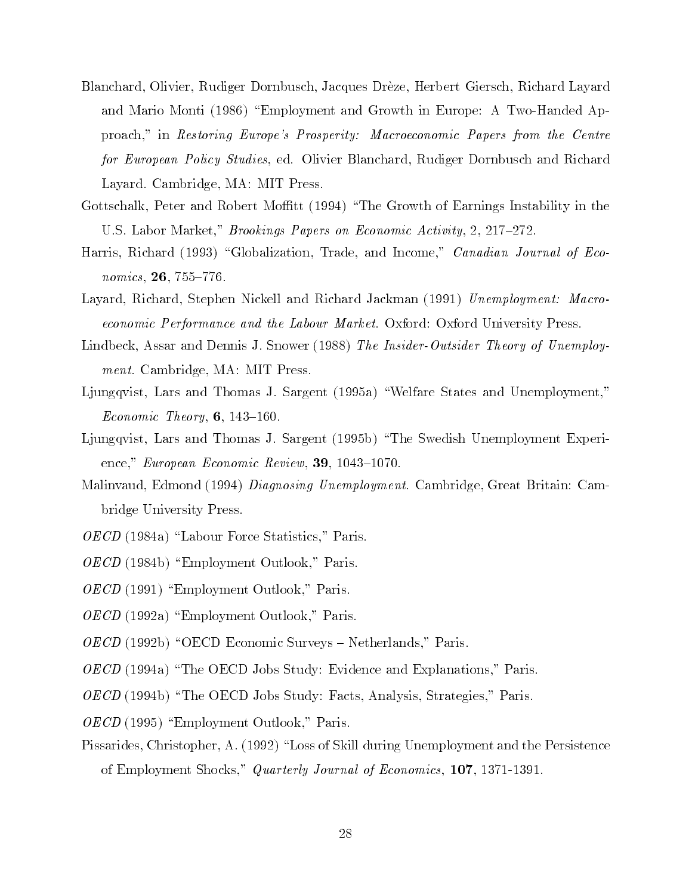Blanchard, Olivier, Rudiger Dornbusch, Jacques Drèze, Herbert Giersch, Richard Layard and Mario Monti (1986) "Employment and Growth in Europe: A Two-Handed Approach," in *Restoring Europe's Prosperity: Macroeconomic Papers from the Centre for European Policy Studies*, ed. Olivier Blanchard, Rudiger Dornbusch and Richard Layard. Cambridge, MA: MIT Press.

Gottschalk, Peter and Robert Moffitt (1994) "The Growth of Earnings Instability in the U.S. Labor Market," *Brookings Papers on Economic Activity*, 2, 217–272.

Harris, Richard (1993) "Globalization, Trade, and Income," *Canadian Journal of Economics*, **26**, 755–776.

Layard, Richard, Stephen Nickell and Richard Jackman (1991) *Unemployment: Macroeconomic Performance and the Labour Market*. Oxford: Oxford University Press.

Lindbeck, Assar and Dennis J. Snower (1988) *The Insider-Outsider Theory of Unemployment*. Cambridge, MA: MIT Press.

Ljungqvist, Lars and Thomas J. Sargent (1995a) "Welfare States and Unemployment," *Economic Theory*, **6**, 143–160.

Ljungqvist, Lars and Thomas J. Sargent (1995b) "The Swedish Unemployment Experience," *European Economic Review*, **39**, 1043–1070.

Malinvaud, Edmond (1994) *Diagnosing Unemployment*. Cambridge, Great Britain: Cambridge University Press.

*OECD* (1984a) "Labour Force Statistics," Paris.

*OECD* (1984b) "Employment Outlook," Paris.

*OECD* (1991) "Employment Outlook," Paris.

*OECD* (1992a) "Employment Outlook," Paris.

*OECD* (1992b) "OECD Economic Surveys – Netherlands," Paris.

*OECD* (1994a) "The OECD Jobs Study: Evidence and Explanations," Paris.

*OECD* (1994b) "The OECD Jobs Study: Facts, Analysis, Strategies," Paris.

*OECD* (1995) "Employment Outlook," Paris.

Pissarides, Christopher, A. (1992) "Loss of Skill during Unemployment and the Persistence of Employment Shocks," *Quarterly Journal of Economics*, **107**, 1371-1391.